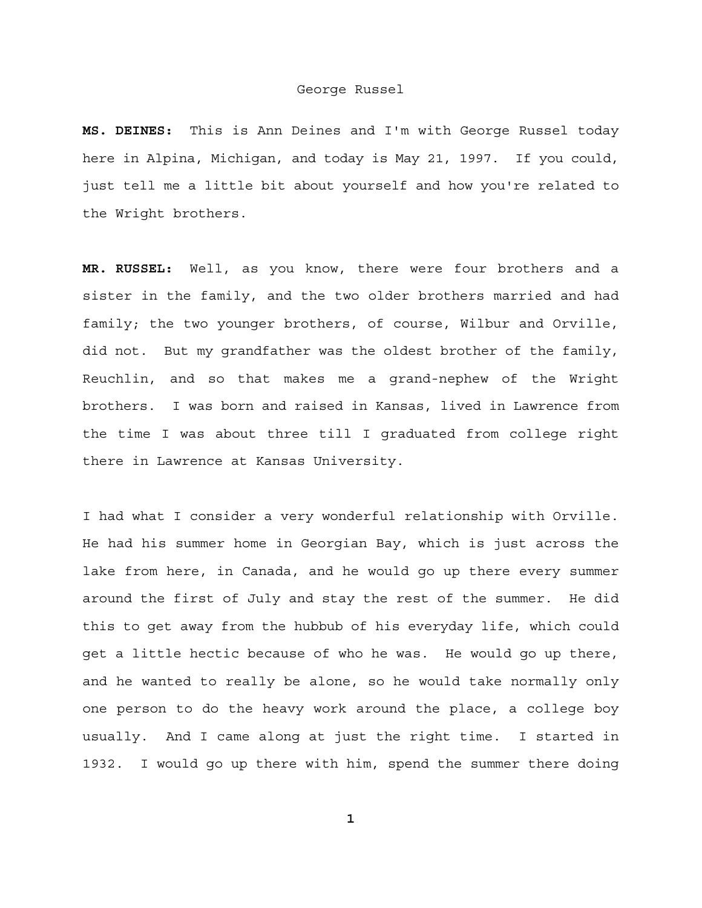George Russel

**MS. DEINES:** This is Ann Deines and I'm with George Russel today here in Alpina, Michigan, and today is May 21, 1997. If you could, just tell me a little bit about yourself and how you're related to the Wright brothers.

**MR. RUSSEL:** Well, as you know, there were four brothers and a sister in the family, and the two older brothers married and had family; the two younger brothers, of course, Wilbur and Orville, did not. But my grandfather was the oldest brother of the family, Reuchlin, and so that makes me a grand-nephew of the Wright brothers. I was born and raised in Kansas, lived in Lawrence from the time I was about three till I graduated from college right there in Lawrence at Kansas University.

I had what I consider a very wonderful relationship with Orville. He had his summer home in Georgian Bay, which is just across the lake from here, in Canada, and he would go up there every summer around the first of July and stay the rest of the summer. He did this to get away from the hubbub of his everyday life, which could get a little hectic because of who he was. He would go up there, and he wanted to really be alone, so he would take normally only one person to do the heavy work around the place, a college boy usually. And I came along at just the right time. I started in 1932. I would go up there with him, spend the summer there doing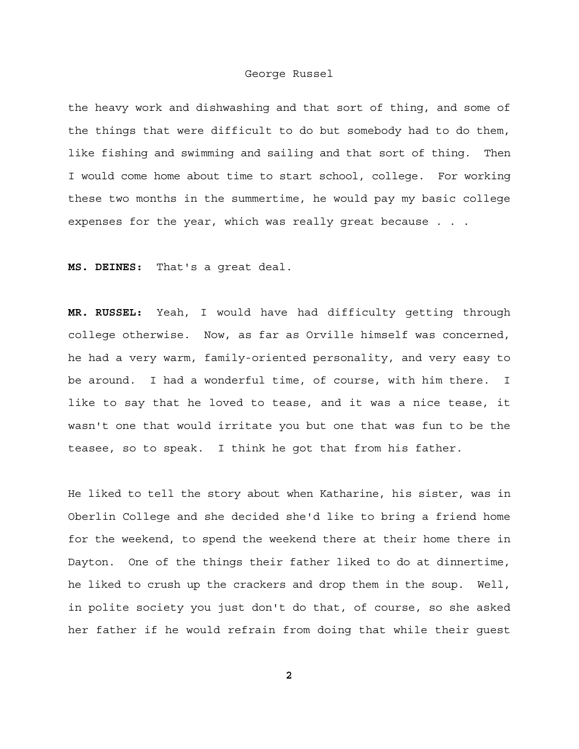the heavy work and dishwashing and that sort of thing, and some of the things that were difficult to do but somebody had to do them, like fishing and swimming and sailing and that sort of thing. Then I would come home about time to start school, college. For working these two months in the summertime, he would pay my basic college expenses for the year, which was really great because . . .

**MS. DEINES:** That's a great deal.

**MR. RUSSEL:** Yeah, I would have had difficulty getting through college otherwise. Now, as far as Orville himself was concerned, he had a very warm, family-oriented personality, and very easy to be around. I had a wonderful time, of course, with him there. I like to say that he loved to tease, and it was a nice tease, it wasn't one that would irritate you but one that was fun to be the teasee, so to speak. I think he got that from his father.

He liked to tell the story about when Katharine, his sister, was in Oberlin College and she decided she'd like to bring a friend home for the weekend, to spend the weekend there at their home there in Dayton. One of the things their father liked to do at dinnertime, he liked to crush up the crackers and drop them in the soup. Well, in polite society you just don't do that, of course, so she asked her father if he would refrain from doing that while their guest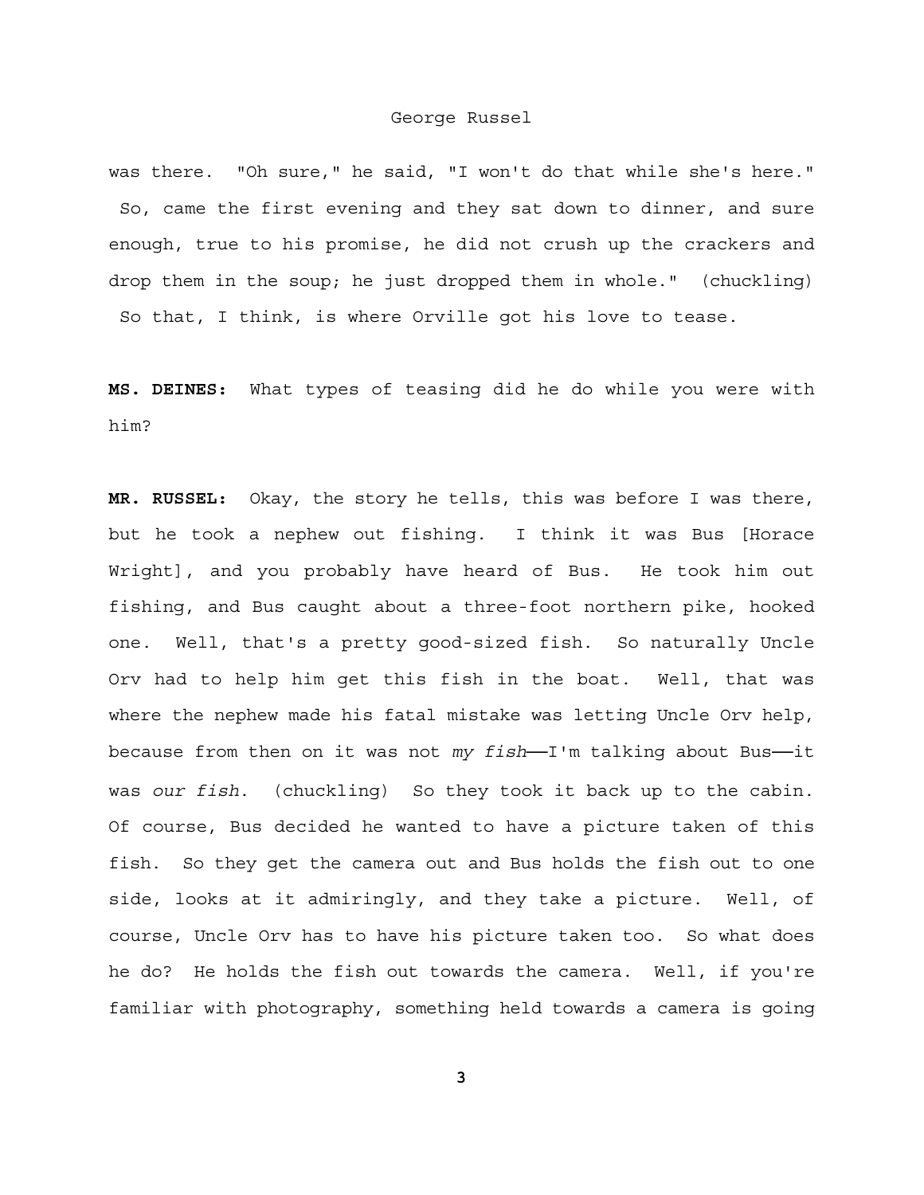was there. "Oh sure," he said, "I won't do that while she's here." So, came the first evening and they sat down to dinner, and sure enough, true to his promise, he did not crush up the crackers and drop them in the soup; he just dropped them in whole." (chuckling) So that, I think, is where Orville got his love to tease.

**MS. DEINES:** What types of teasing did he do while you were with him?

**MR. RUSSEL:** Okay, the story he tells, this was before I was there, but he took a nephew out fishing. I think it was Bus [Horace Wright], and you probably have heard of Bus. He took him out fishing, and Bus caught about a three-foot northern pike, hooked one. Well, that's a pretty good-sized fish. So naturally Uncle Orv had to help him get this fish in the boat. Well, that was where the nephew made his fatal mistake was letting Uncle Orv help, because from then on it was not *my fish*——I'm talking about Bus——it was *our fish*. (chuckling) So they took it back up to the cabin. Of course, Bus decided he wanted to have a picture taken of this fish. So they get the camera out and Bus holds the fish out to one side, looks at it admiringly, and they take a picture. Well, of course, Uncle Orv has to have his picture taken too. So what does he do? He holds the fish out towards the camera. Well, if you're familiar with photography, something held towards a camera is going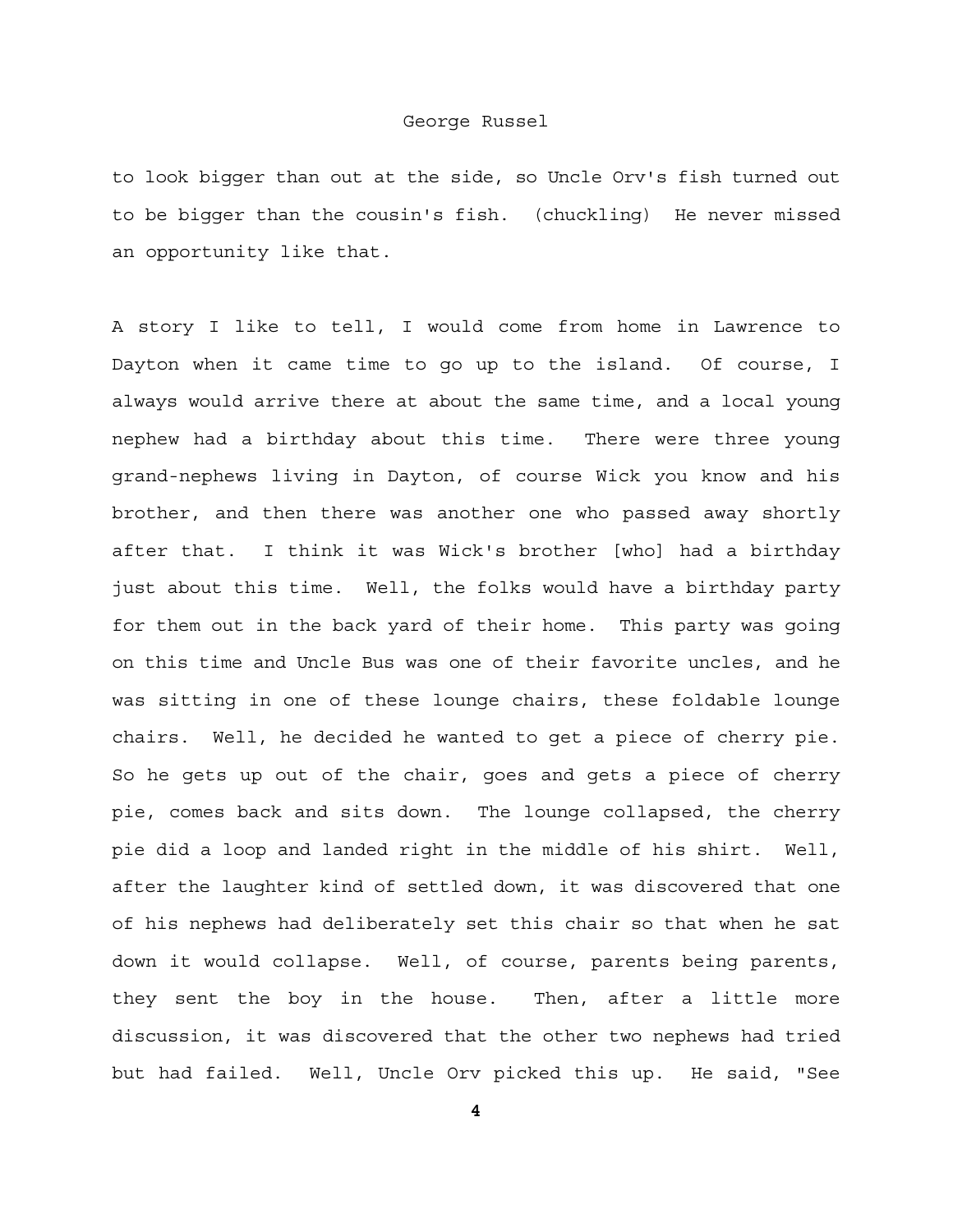to look bigger than out at the side, so Uncle Orv's fish turned out to be bigger than the cousin's fish. (chuckling) He never missed an opportunity like that.

A story I like to tell, I would come from home in Lawrence to Dayton when it came time to go up to the island. Of course, I always would arrive there at about the same time, and a local young nephew had a birthday about this time. There were three young grand-nephews living in Dayton, of course Wick you know and his brother, and then there was another one who passed away shortly after that. I think it was Wick's brother [who] had a birthday just about this time. Well, the folks would have a birthday party for them out in the back yard of their home. This party was going on this time and Uncle Bus was one of their favorite uncles, and he was sitting in one of these lounge chairs, these foldable lounge chairs. Well, he decided he wanted to get a piece of cherry pie. So he gets up out of the chair, goes and gets a piece of cherry pie, comes back and sits down. The lounge collapsed, the cherry pie did a loop and landed right in the middle of his shirt. Well, after the laughter kind of settled down, it was discovered that one of his nephews had deliberately set this chair so that when he sat down it would collapse. Well, of course, parents being parents, they sent the boy in the house. Then, after a little more discussion, it was discovered that the other two nephews had tried but had failed. Well, Uncle Orv picked this up. He said, "See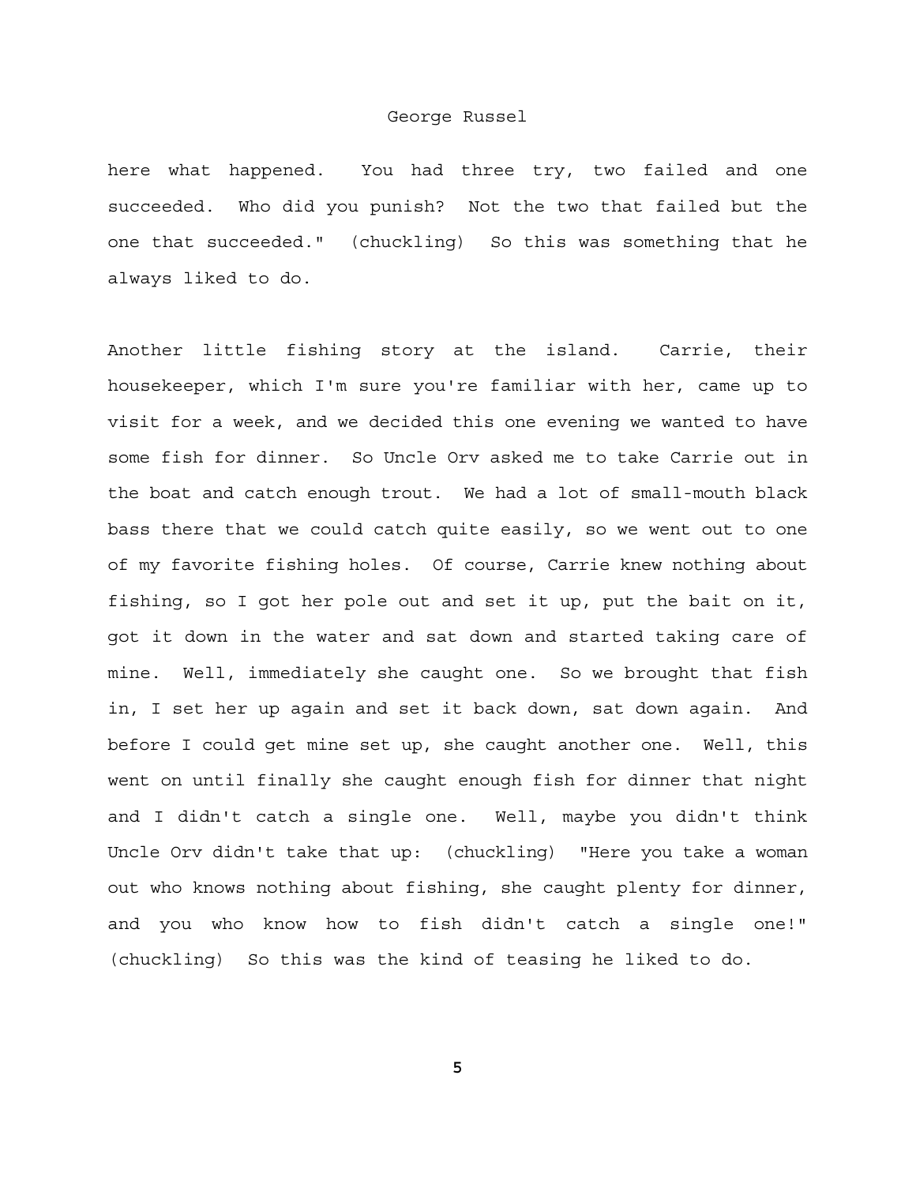here what happened.  You had three try, two failed and one succeeded.  Who did you punish?  Not the two that failed but the one that succeeded."  (chuckling)  So this was something that he always liked to do.

Another little fishing story at the island.  Carrie, their housekeeper, which I'm sure you're familiar with her, came up to visit for a week, and we decided this one evening we wanted to have some fish for dinner.  So Uncle Orv asked me to take Carrie out in the boat and catch enough trout.  We had a lot of small-mouth black bass there that we could catch quite easily, so we went out to one of my favorite fishing holes.  Of course, Carrie knew nothing about fishing, so I got her pole out and set it up, put the bait on it, got it down in the water and sat down and started taking care of mine.  Well, immediately she caught one.  So we brought that fish in, I set her up again and set it back down, sat down again.  And before I could get mine set up, she caught another one.  Well, this went on until finally she caught enough fish for dinner that night and I didn't catch a single one.  Well, maybe you didn't think Uncle Orv didn't take that up:  (chuckling)  "Here you take a woman out who knows nothing about fishing, she caught plenty for dinner, and you who know how to fish didn't catch a single one!" (chuckling)  So this was the kind of teasing he liked to do.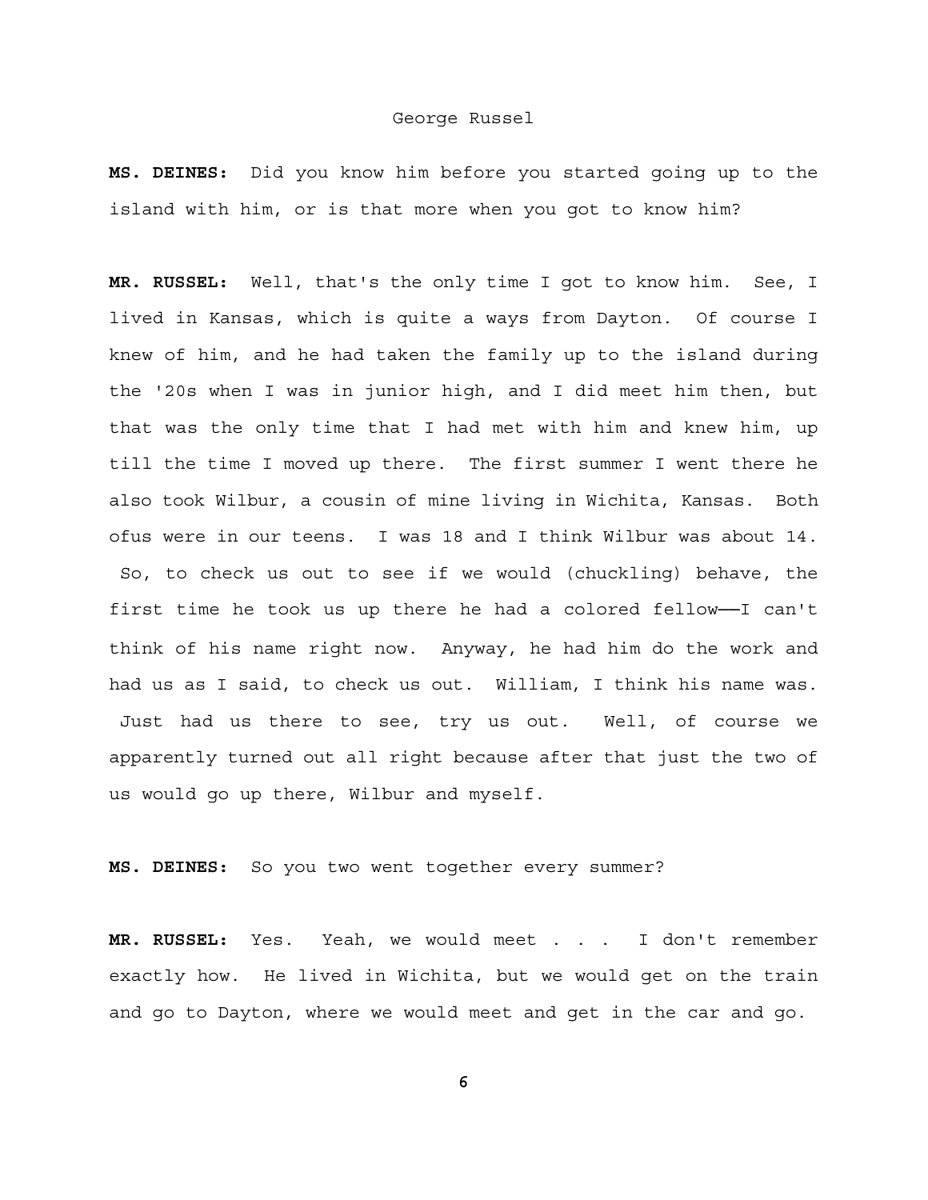**MS. DEINES:** Did you know him before you started going up to the island with him, or is that more when you got to know him?

**MR. RUSSEL:** Well, that's the only time I got to know him. See, I lived in Kansas, which is quite a ways from Dayton. Of course I knew of him, and he had taken the family up to the island during the '20s when I was in junior high, and I did meet him then, but that was the only time that I had met with him and knew him, up till the time I moved up there. The first summer I went there he also took Wilbur, a cousin of mine living in Wichita, Kansas. Both ofus were in our teens. I was 18 and I think Wilbur was about 14. So, to check us out to see if we would (chuckling) behave, the first time he took us up there he had a colored fellow——I can't think of his name right now. Anyway, he had him do the work and had us as I said, to check us out. William, I think his name was. Just had us there to see, try us out. Well, of course we apparently turned out all right because after that just the two of us would go up there, Wilbur and myself.

**MS. DEINES:** So you two went together every summer?

**MR. RUSSEL:** Yes. Yeah, we would meet . . . I don't remember exactly how. He lived in Wichita, but we would get on the train and go to Dayton, where we would meet and get in the car and go.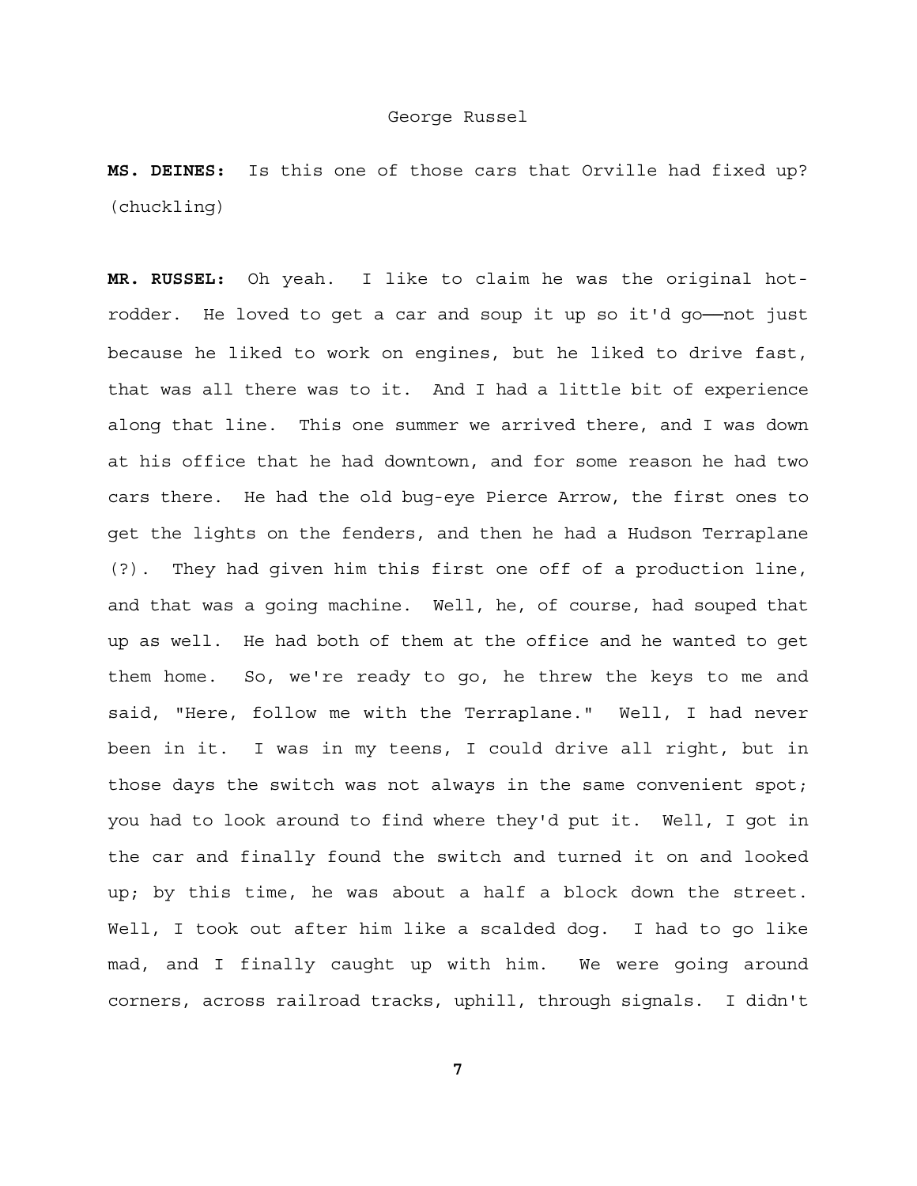**MS. DEINES:** Is this one of those cars that Orville had fixed up? (chuckling)

**MR. RUSSEL:** Oh yeah. I like to claim he was the original hot-rodder. He loved to get a car and soup it up so it'd go——not just because he liked to work on engines, but he liked to drive fast, that was all there was to it. And I had a little bit of experience along that line. This one summer we arrived there, and I was down at his office that he had downtown, and for some reason he had two cars there. He had the old bug-eye Pierce Arrow, the first ones to get the lights on the fenders, and then he had a Hudson Terraplane (?). They had given him this first one off of a production line, and that was a going machine. Well, he, of course, had souped that up as well. He had both of them at the office and he wanted to get them home. So, we're ready to go, he threw the keys to me and said, "Here, follow me with the Terraplane." Well, I had never been in it. I was in my teens, I could drive all right, but in those days the switch was not always in the same convenient spot; you had to look around to find where they'd put it. Well, I got in the car and finally found the switch and turned it on and looked up; by this time, he was about a half a block down the street. Well, I took out after him like a scalded dog. I had to go like mad, and I finally caught up with him. We were going around corners, across railroad tracks, uphill, through signals. I didn't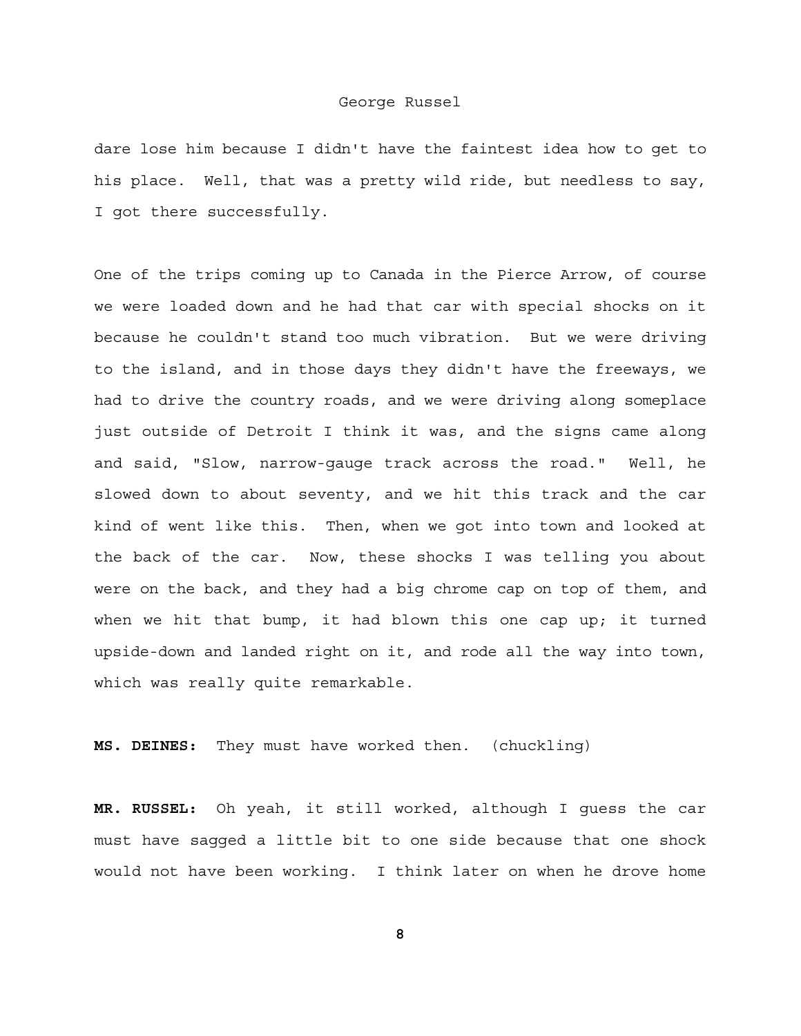dare lose him because I didn't have the faintest idea how to get to his place. Well, that was a pretty wild ride, but needless to say, I got there successfully.

One of the trips coming up to Canada in the Pierce Arrow, of course we were loaded down and he had that car with special shocks on it because he couldn't stand too much vibration. But we were driving to the island, and in those days they didn't have the freeways, we had to drive the country roads, and we were driving along someplace just outside of Detroit I think it was, and the signs came along and said, "Slow, narrow-gauge track across the road." Well, he slowed down to about seventy, and we hit this track and the car kind of went like this. Then, when we got into town and looked at the back of the car. Now, these shocks I was telling you about were on the back, and they had a big chrome cap on top of them, and when we hit that bump, it had blown this one cap up; it turned upside-down and landed right on it, and rode all the way into town, which was really quite remarkable.

**MS. DEINES:** They must have worked then. (chuckling)

**MR. RUSSEL:** Oh yeah, it still worked, although I guess the car must have sagged a little bit to one side because that one shock would not have been working. I think later on when he drove home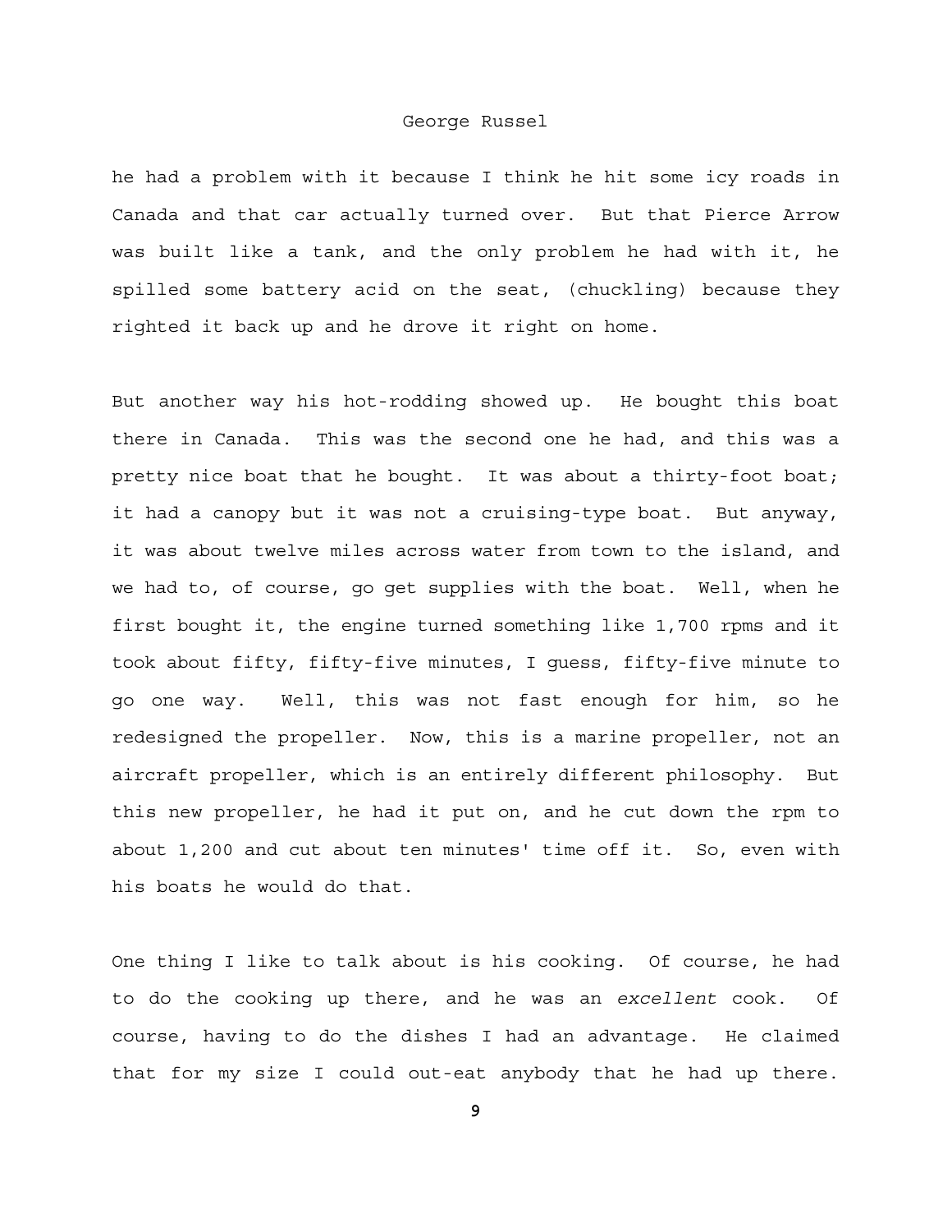he had a problem with it because I think he hit some icy roads in Canada and that car actually turned over. But that Pierce Arrow was built like a tank, and the only problem he had with it, he spilled some battery acid on the seat, (chuckling) because they righted it back up and he drove it right on home.

But another way his hot-rodding showed up. He bought this boat there in Canada. This was the second one he had, and this was a pretty nice boat that he bought. It was about a thirty-foot boat; it had a canopy but it was not a cruising-type boat. But anyway, it was about twelve miles across water from town to the island, and we had to, of course, go get supplies with the boat. Well, when he first bought it, the engine turned something like 1,700 rpms and it took about fifty, fifty-five minutes, I guess, fifty-five minute to go one way. Well, this was not fast enough for him, so he redesigned the propeller. Now, this is a marine propeller, not an aircraft propeller, which is an entirely different philosophy. But this new propeller, he had it put on, and he cut down the rpm to about 1,200 and cut about ten minutes' time off it. So, even with his boats he would do that.

One thing I like to talk about is his cooking. Of course, he had to do the cooking up there, and he was an *excellent* cook. Of course, having to do the dishes I had an advantage. He claimed that for my size I could out-eat anybody that he had up there.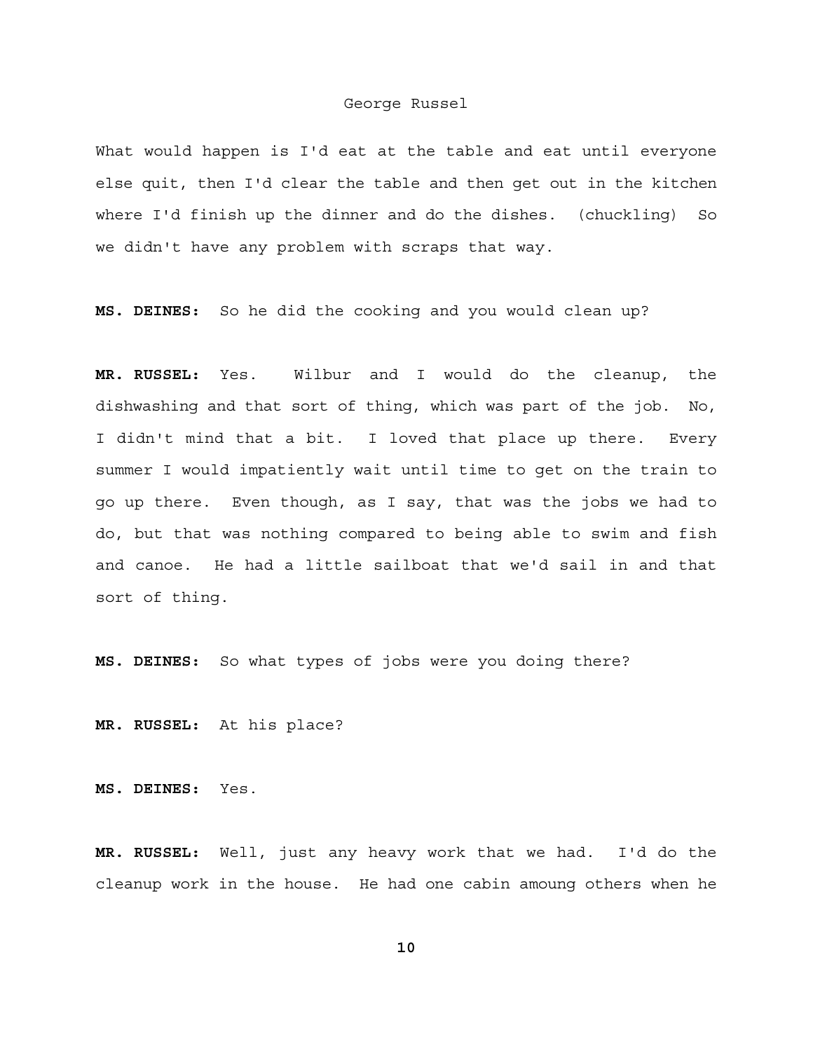What would happen is I'd eat at the table and eat until everyone else quit, then I'd clear the table and then get out in the kitchen where I'd finish up the dinner and do the dishes. (chuckling) So we didn't have any problem with scraps that way.

**MS. DEINES:** So he did the cooking and you would clean up?

**MR. RUSSEL:** Yes. Wilbur and I would do the cleanup, the dishwashing and that sort of thing, which was part of the job. No, I didn't mind that a bit. I loved that place up there. Every summer I would impatiently wait until time to get on the train to go up there. Even though, as I say, that was the jobs we had to do, but that was nothing compared to being able to swim and fish and canoe. He had a little sailboat that we'd sail in and that sort of thing.

**MS. DEINES:** So what types of jobs were you doing there?

**MR. RUSSEL:** At his place?

**MS. DEINES:** Yes.

**MR. RUSSEL:** Well, just any heavy work that we had. I'd do the cleanup work in the house. He had one cabin amoung others when he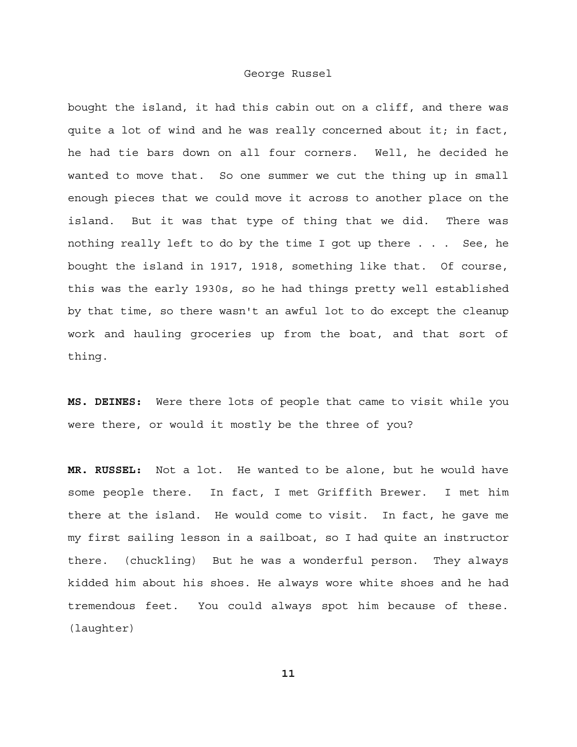bought the island, it had this cabin out on a cliff, and there was quite a lot of wind and he was really concerned about it; in fact, he had tie bars down on all four corners. Well, he decided he wanted to move that. So one summer we cut the thing up in small enough pieces that we could move it across to another place on the island. But it was that type of thing that we did. There was nothing really left to do by the time I got up there . . . See, he bought the island in 1917, 1918, something like that. Of course, this was the early 1930s, so he had things pretty well established by that time, so there wasn't an awful lot to do except the cleanup work and hauling groceries up from the boat, and that sort of thing.

**MS. DEINES:** Were there lots of people that came to visit while you were there, or would it mostly be the three of you?

**MR. RUSSEL:** Not a lot. He wanted to be alone, but he would have some people there. In fact, I met Griffith Brewer. I met him there at the island. He would come to visit. In fact, he gave me my first sailing lesson in a sailboat, so I had quite an instructor there. (chuckling) But he was a wonderful person. They always kidded him about his shoes. He always wore white shoes and he had tremendous feet. You could always spot him because of these. (laughter)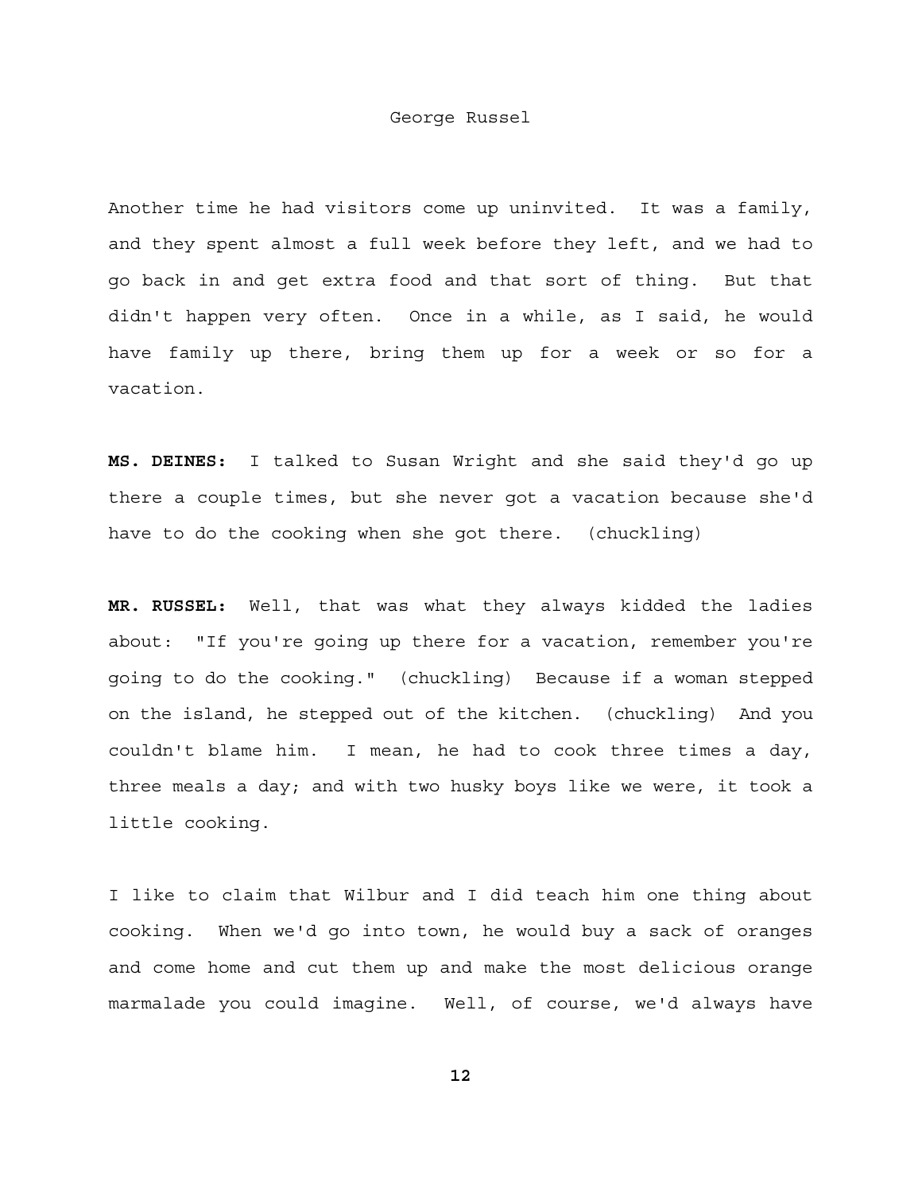Another time he had visitors come up uninvited. It was a family, and they spent almost a full week before they left, and we had to go back in and get extra food and that sort of thing. But that didn't happen very often. Once in a while, as I said, he would have family up there, bring them up for a week or so for a vacation.

**MS. DEINES:** I talked to Susan Wright and she said they'd go up there a couple times, but she never got a vacation because she'd have to do the cooking when she got there. (chuckling)

**MR. RUSSEL:** Well, that was what they always kidded the ladies about: "If you're going up there for a vacation, remember you're going to do the cooking." (chuckling) Because if a woman stepped on the island, he stepped out of the kitchen. (chuckling) And you couldn't blame him. I mean, he had to cook three times a day, three meals a day; and with two husky boys like we were, it took a little cooking.

I like to claim that Wilbur and I did teach him one thing about cooking. When we'd go into town, he would buy a sack of oranges and come home and cut them up and make the most delicious orange marmalade you could imagine. Well, of course, we'd always have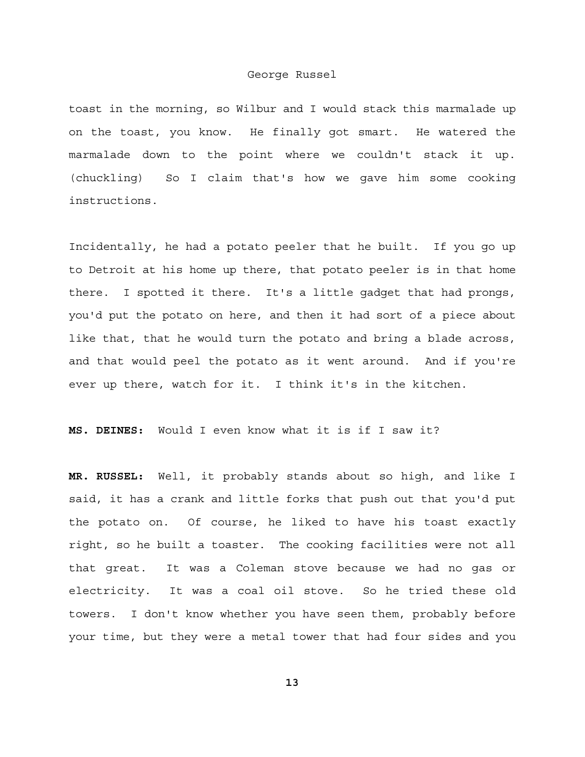toast in the morning, so Wilbur and I would stack this marmalade up on the toast, you know. He finally got smart. He watered the marmalade down to the point where we couldn't stack it up. (chuckling) So I claim that's how we gave him some cooking instructions.

Incidentally, he had a potato peeler that he built. If you go up to Detroit at his home up there, that potato peeler is in that home there. I spotted it there. It's a little gadget that had prongs, you'd put the potato on here, and then it had sort of a piece about like that, that he would turn the potato and bring a blade across, and that would peel the potato as it went around. And if you're ever up there, watch for it. I think it's in the kitchen.

**MS. DEINES:** Would I even know what it is if I saw it?

**MR. RUSSEL:** Well, it probably stands about so high, and like I said, it has a crank and little forks that push out that you'd put the potato on. Of course, he liked to have his toast exactly right, so he built a toaster. The cooking facilities were not all that great. It was a Coleman stove because we had no gas or electricity. It was a coal oil stove. So he tried these old towers. I don't know whether you have seen them, probably before your time, but they were a metal tower that had four sides and you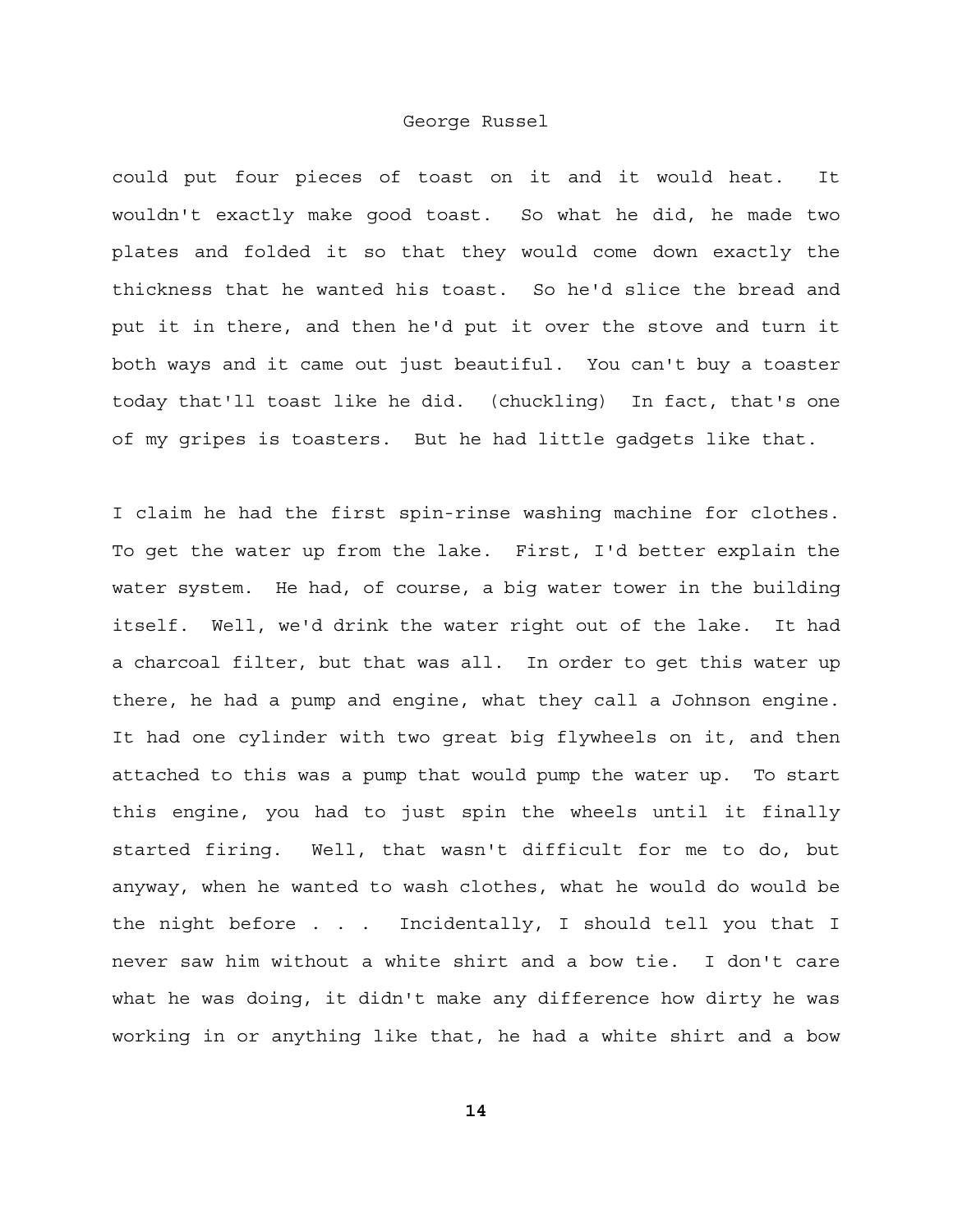could put four pieces of toast on it and it would heat. It wouldn't exactly make good toast. So what he did, he made two plates and folded it so that they would come down exactly the thickness that he wanted his toast. So he'd slice the bread and put it in there, and then he'd put it over the stove and turn it both ways and it came out just beautiful. You can't buy a toaster today that'll toast like he did. (chuckling) In fact, that's one of my gripes is toasters. But he had little gadgets like that.

I claim he had the first spin-rinse washing machine for clothes. To get the water up from the lake. First, I'd better explain the water system. He had, of course, a big water tower in the building itself. Well, we'd drink the water right out of the lake. It had a charcoal filter, but that was all. In order to get this water up there, he had a pump and engine, what they call a Johnson engine. It had one cylinder with two great big flywheels on it, and then attached to this was a pump that would pump the water up. To start this engine, you had to just spin the wheels until it finally started firing. Well, that wasn't difficult for me to do, but anyway, when he wanted to wash clothes, what he would do would be the night before . . . Incidentally, I should tell you that I never saw him without a white shirt and a bow tie. I don't care what he was doing, it didn't make any difference how dirty he was working in or anything like that, he had a white shirt and a bow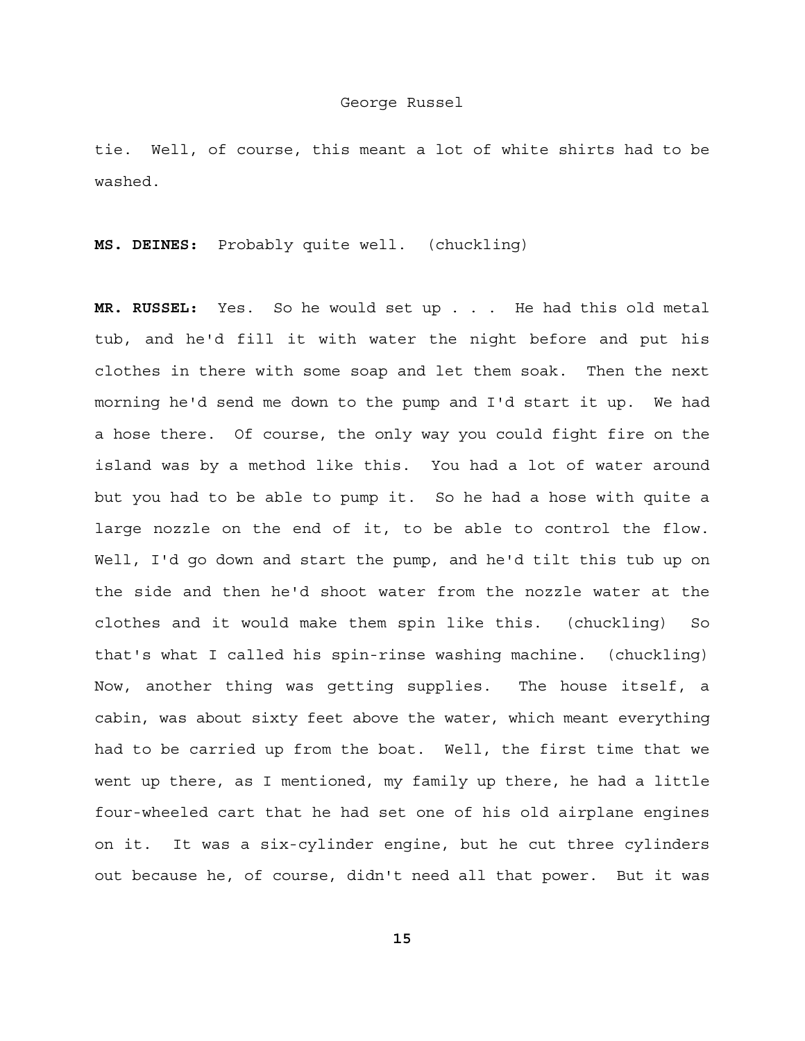tie. Well, of course, this meant a lot of white shirts had to be washed.

**MS. DEINES:** Probably quite well. (chuckling)

**MR. RUSSEL:** Yes. So he would set up . . . He had this old metal tub, and he'd fill it with water the night before and put his clothes in there with some soap and let them soak. Then the next morning he'd send me down to the pump and I'd start it up. We had a hose there. Of course, the only way you could fight fire on the island was by a method like this. You had a lot of water around but you had to be able to pump it. So he had a hose with quite a large nozzle on the end of it, to be able to control the flow. Well, I'd go down and start the pump, and he'd tilt this tub up on the side and then he'd shoot water from the nozzle water at the clothes and it would make them spin like this. (chuckling) So that's what I called his spin-rinse washing machine. (chuckling) Now, another thing was getting supplies. The house itself, a cabin, was about sixty feet above the water, which meant everything had to be carried up from the boat. Well, the first time that we went up there, as I mentioned, my family up there, he had a little four-wheeled cart that he had set one of his old airplane engines on it. It was a six-cylinder engine, but he cut three cylinders out because he, of course, didn't need all that power. But it was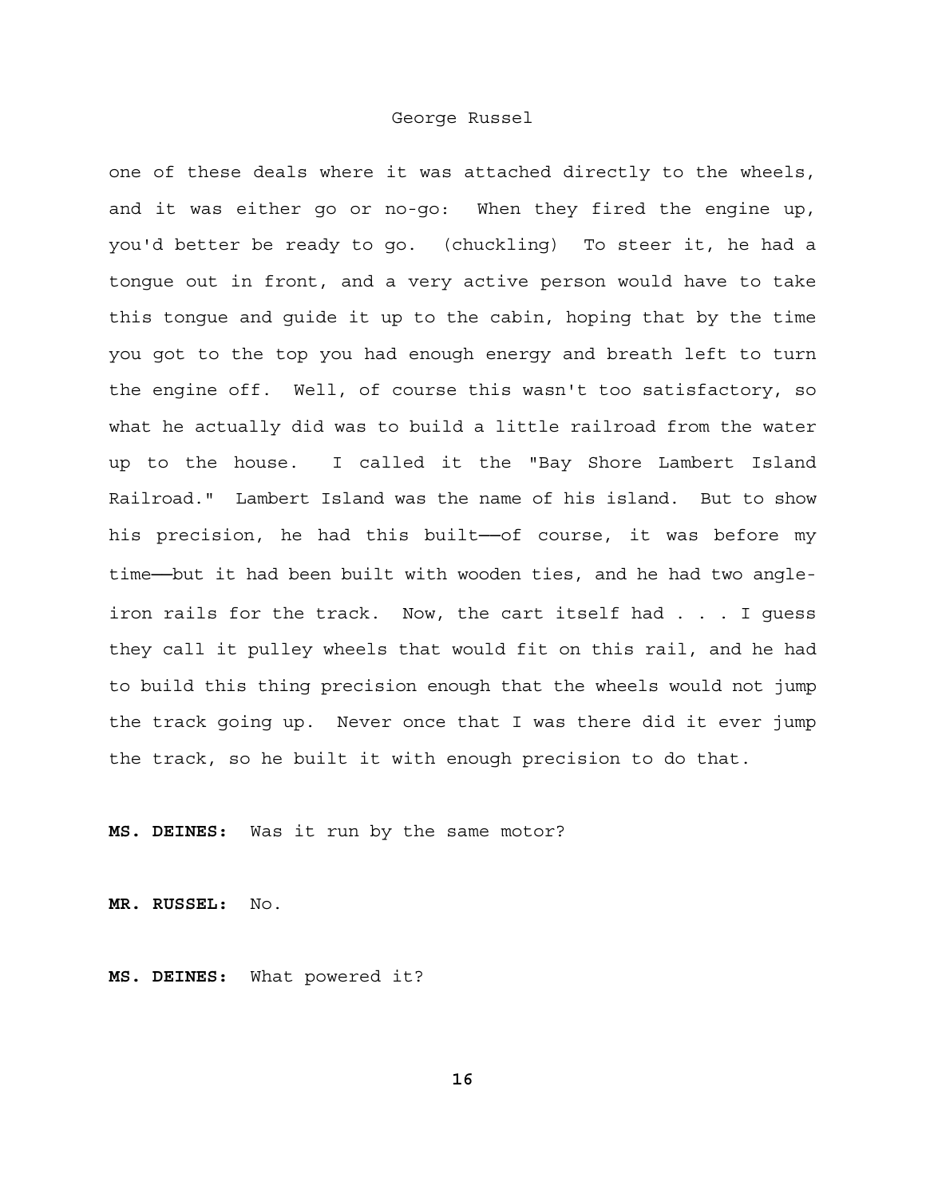one of these deals where it was attached directly to the wheels, and it was either go or no-go: When they fired the engine up, you'd better be ready to go. (chuckling) To steer it, he had a tongue out in front, and a very active person would have to take this tongue and guide it up to the cabin, hoping that by the time you got to the top you had enough energy and breath left to turn the engine off. Well, of course this wasn't too satisfactory, so what he actually did was to build a little railroad from the water up to the house. I called it the "Bay Shore Lambert Island Railroad." Lambert Island was the name of his island. But to show his precision, he had this built——of course, it was before my time——but it had been built with wooden ties, and he had two angle-iron rails for the track. Now, the cart itself had . . . I guess they call it pulley wheels that would fit on this rail, and he had to build this thing precision enough that the wheels would not jump the track going up. Never once that I was there did it ever jump the track, so he built it with enough precision to do that.

**MS. DEINES:** Was it run by the same motor?

**MR. RUSSEL:** No.

**MS. DEINES:** What powered it?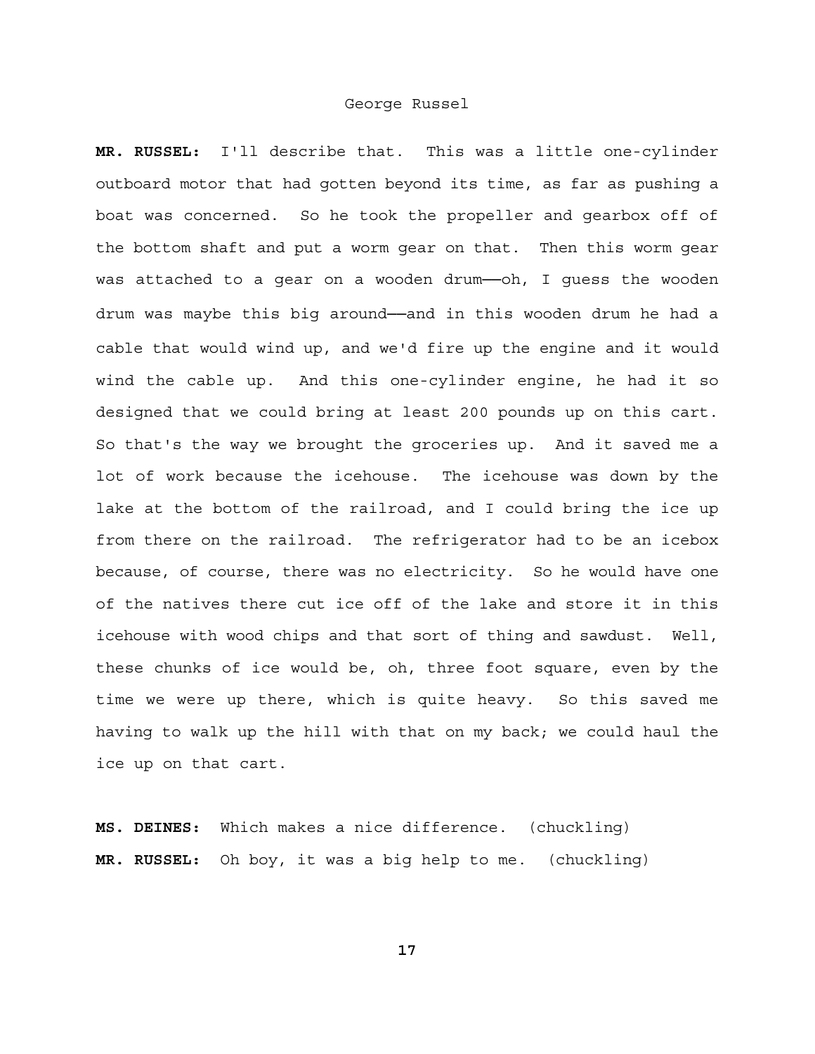**MR. RUSSEL:** I'll describe that. This was a little one-cylinder outboard motor that had gotten beyond its time, as far as pushing a boat was concerned. So he took the propeller and gearbox off of the bottom shaft and put a worm gear on that. Then this worm gear was attached to a gear on a wooden drum——oh, I guess the wooden drum was maybe this big around——and in this wooden drum he had a cable that would wind up, and we'd fire up the engine and it would wind the cable up. And this one-cylinder engine, he had it so designed that we could bring at least 200 pounds up on this cart. So that's the way we brought the groceries up. And it saved me a lot of work because the icehouse. The icehouse was down by the lake at the bottom of the railroad, and I could bring the ice up from there on the railroad. The refrigerator had to be an icebox because, of course, there was no electricity. So he would have one of the natives there cut ice off of the lake and store it in this icehouse with wood chips and that sort of thing and sawdust. Well, these chunks of ice would be, oh, three foot square, even by the time we were up there, which is quite heavy. So this saved me having to walk up the hill with that on my back; we could haul the ice up on that cart.

**MS. DEINES:** Which makes a nice difference. (chuckling)

**MR. RUSSEL:** Oh boy, it was a big help to me. (chuckling)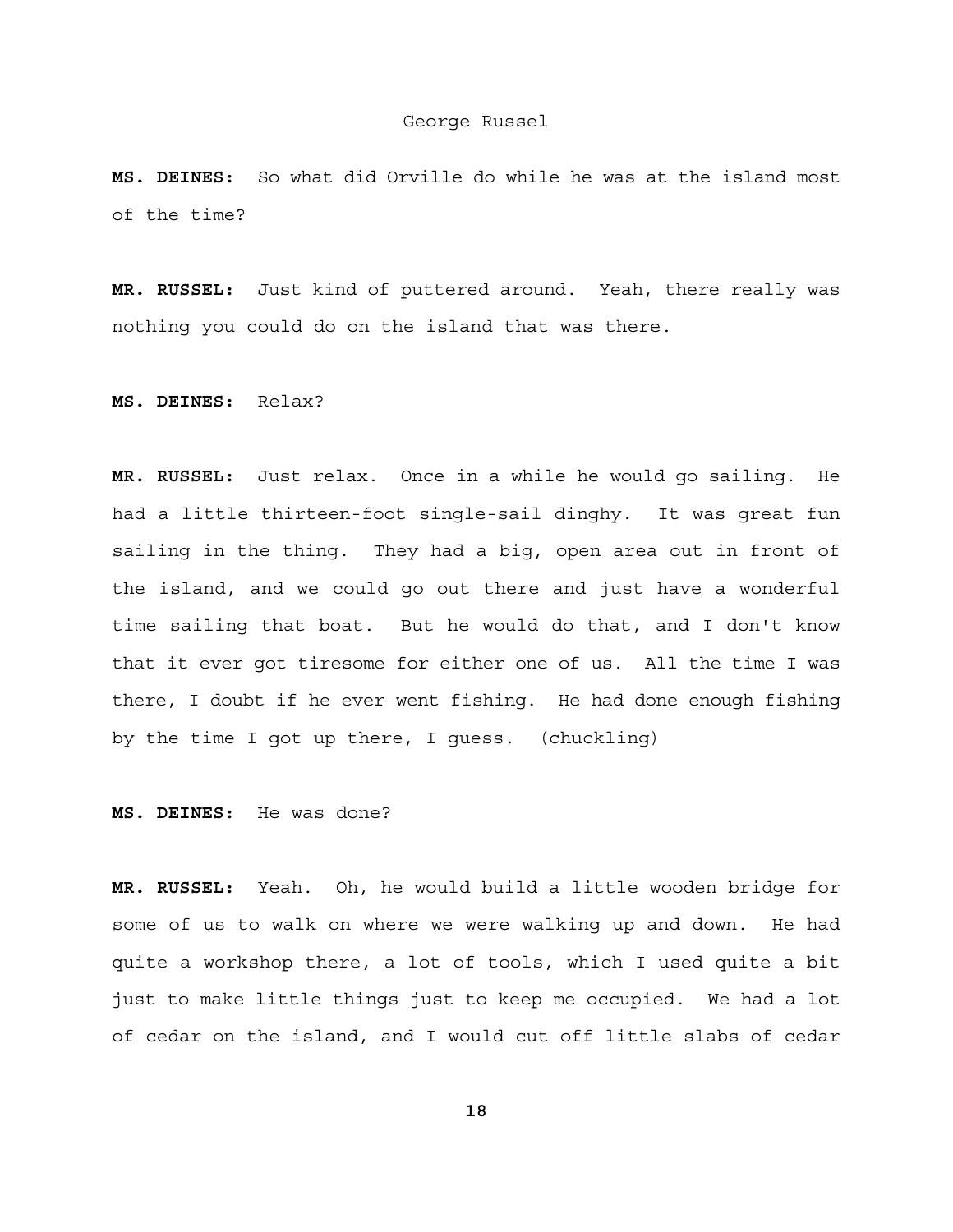**MS. DEINES:** So what did Orville do while he was at the island most of the time?

**MR. RUSSEL:** Just kind of puttered around. Yeah, there really was nothing you could do on the island that was there.

**MS. DEINES:** Relax?

**MR. RUSSEL:** Just relax. Once in a while he would go sailing. He had a little thirteen-foot single-sail dinghy. It was great fun sailing in the thing. They had a big, open area out in front of the island, and we could go out there and just have a wonderful time sailing that boat. But he would do that, and I don't know that it ever got tiresome for either one of us. All the time I was there, I doubt if he ever went fishing. He had done enough fishing by the time I got up there, I guess. (chuckling)

**MS. DEINES:** He was done?

**MR. RUSSEL:** Yeah. Oh, he would build a little wooden bridge for some of us to walk on where we were walking up and down. He had quite a workshop there, a lot of tools, which I used quite a bit just to make little things just to keep me occupied. We had a lot of cedar on the island, and I would cut off little slabs of cedar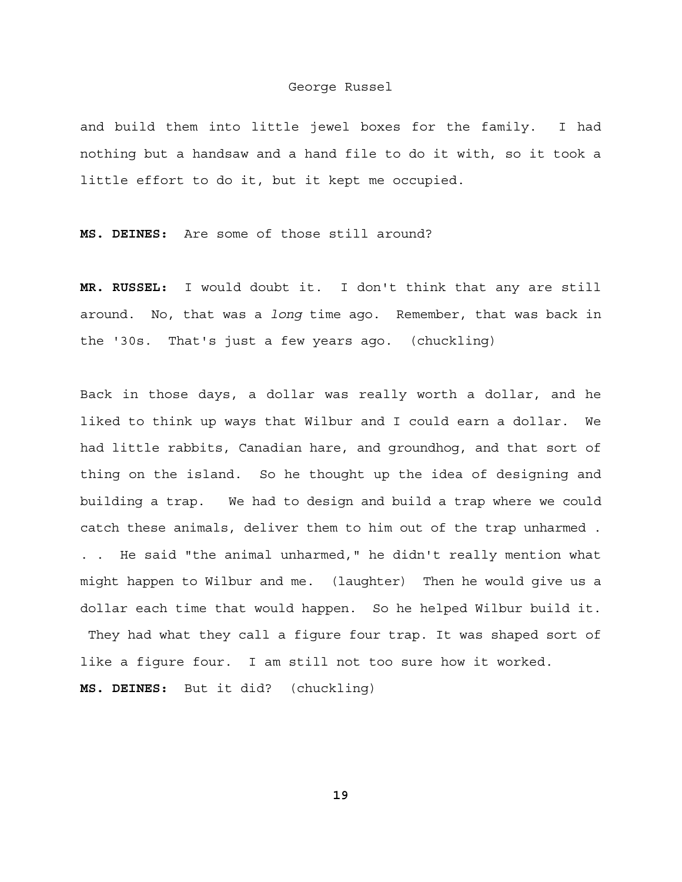and build them into little jewel boxes for the family. I had nothing but a handsaw and a hand file to do it with, so it took a little effort to do it, but it kept me occupied.

**MS. DEINES:** Are some of those still around?

**MR. RUSSEL:** I would doubt it. I don't think that any are still around. No, that was a *long* time ago. Remember, that was back in the '30s. That's just a few years ago. (chuckling)

Back in those days, a dollar was really worth a dollar, and he liked to think up ways that Wilbur and I could earn a dollar. We had little rabbits, Canadian hare, and groundhog, and that sort of thing on the island. So he thought up the idea of designing and building a trap. We had to design and build a trap where we could catch these animals, deliver them to him out of the trap unharmed . . . He said "the animal unharmed," he didn't really mention what might happen to Wilbur and me. (laughter) Then he would give us a dollar each time that would happen. So he helped Wilbur build it. They had what they call a figure four trap. It was shaped sort of like a figure four. I am still not too sure how it worked.

**MS. DEINES:** But it did? (chuckling)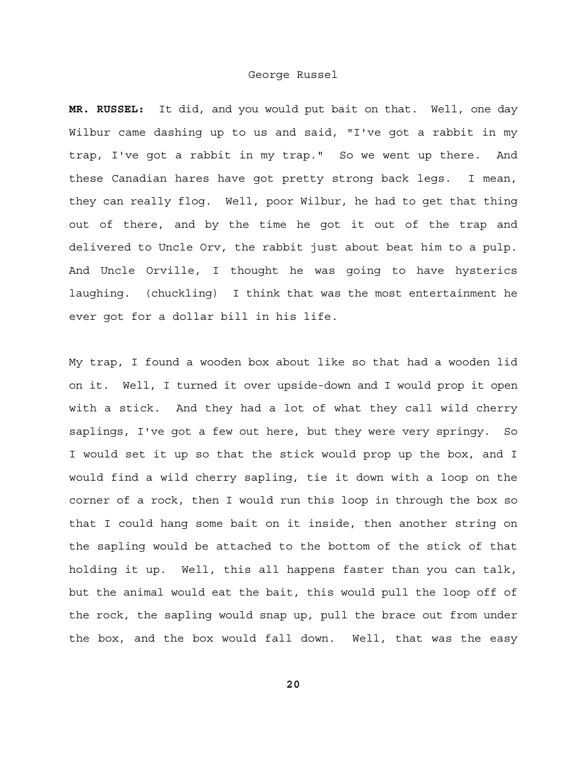**MR. RUSSEL:** It did, and you would put bait on that. Well, one day Wilbur came dashing up to us and said, "I've got a rabbit in my trap, I've got a rabbit in my trap." So we went up there. And these Canadian hares have got pretty strong back legs. I mean, they can really flog. Well, poor Wilbur, he had to get that thing out of there, and by the time he got it out of the trap and delivered to Uncle Orv, the rabbit just about beat him to a pulp. And Uncle Orville, I thought he was going to have hysterics laughing. (chuckling) I think that was the most entertainment he ever got for a dollar bill in his life.

My trap, I found a wooden box about like so that had a wooden lid on it. Well, I turned it over upside-down and I would prop it open with a stick. And they had a lot of what they call wild cherry saplings, I've got a few out here, but they were very springy. So I would set it up so that the stick would prop up the box, and I would find a wild cherry sapling, tie it down with a loop on the corner of a rock, then I would run this loop in through the box so that I could hang some bait on it inside, then another string on the sapling would be attached to the bottom of the stick of that holding it up. Well, this all happens faster than you can talk, but the animal would eat the bait, this would pull the loop off of the rock, the sapling would snap up, pull the brace out from under the box, and the box would fall down. Well, that was the easy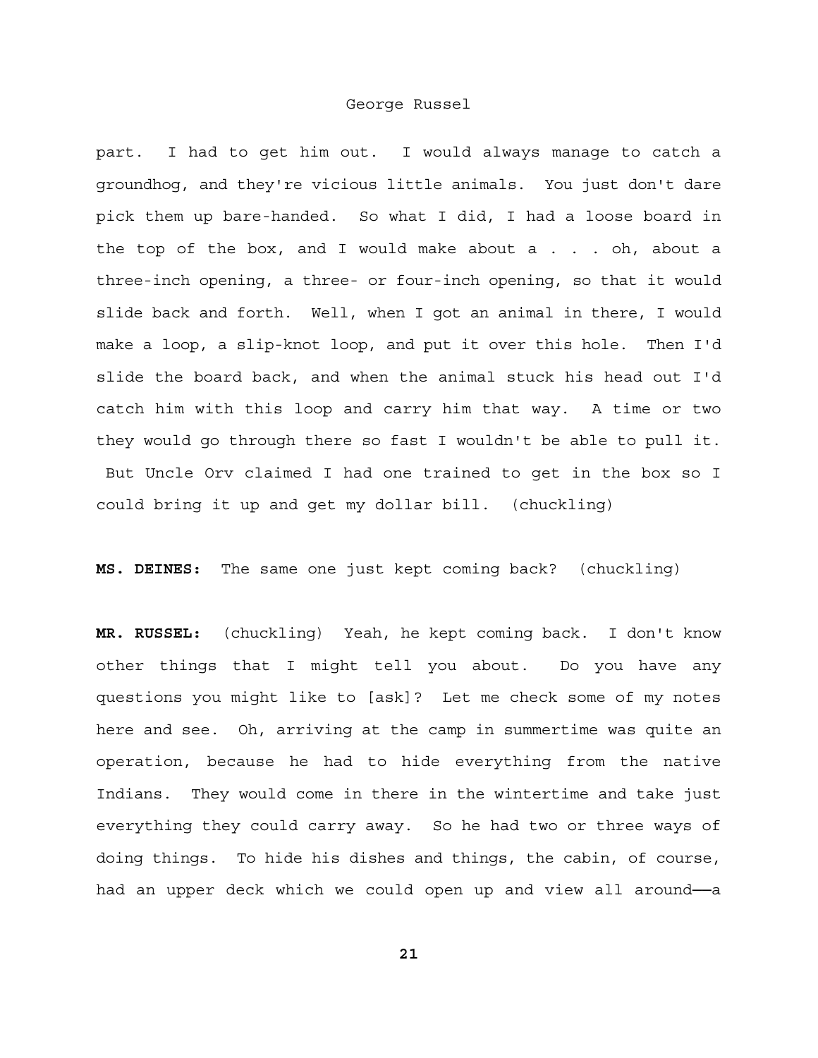part. I had to get him out. I would always manage to catch a groundhog, and they're vicious little animals. You just don't dare pick them up bare-handed. So what I did, I had a loose board in the top of the box, and I would make about a . . . oh, about a three-inch opening, a three- or four-inch opening, so that it would slide back and forth. Well, when I got an animal in there, I would make a loop, a slip-knot loop, and put it over this hole. Then I'd slide the board back, and when the animal stuck his head out I'd catch him with this loop and carry him that way. A time or two they would go through there so fast I wouldn't be able to pull it. But Uncle Orv claimed I had one trained to get in the box so I could bring it up and get my dollar bill. (chuckling)

**MS. DEINES:** The same one just kept coming back? (chuckling)

**MR. RUSSEL:** (chuckling) Yeah, he kept coming back. I don't know other things that I might tell you about. Do you have any questions you might like to [ask]? Let me check some of my notes here and see. Oh, arriving at the camp in summertime was quite an operation, because he had to hide everything from the native Indians. They would come in there in the wintertime and take just everything they could carry away. So he had two or three ways of doing things. To hide his dishes and things, the cabin, of course, had an upper deck which we could open up and view all around——a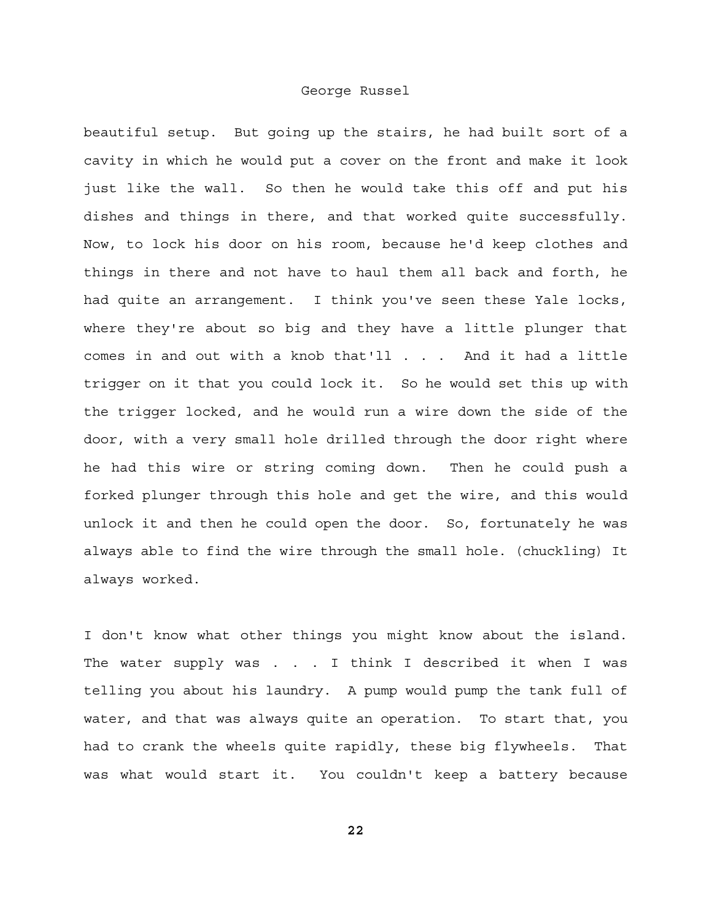beautiful setup. But going up the stairs, he had built sort of a cavity in which he would put a cover on the front and make it look just like the wall. So then he would take this off and put his dishes and things in there, and that worked quite successfully. Now, to lock his door on his room, because he'd keep clothes and things in there and not have to haul them all back and forth, he had quite an arrangement. I think you've seen these Yale locks, where they're about so big and they have a little plunger that comes in and out with a knob that'll . . . And it had a little trigger on it that you could lock it. So he would set this up with the trigger locked, and he would run a wire down the side of the door, with a very small hole drilled through the door right where he had this wire or string coming down. Then he could push a forked plunger through this hole and get the wire, and this would unlock it and then he could open the door. So, fortunately he was always able to find the wire through the small hole. (chuckling) It always worked.

I don't know what other things you might know about the island. The water supply was . . . I think I described it when I was telling you about his laundry. A pump would pump the tank full of water, and that was always quite an operation. To start that, you had to crank the wheels quite rapidly, these big flywheels. That was what would start it. You couldn't keep a battery because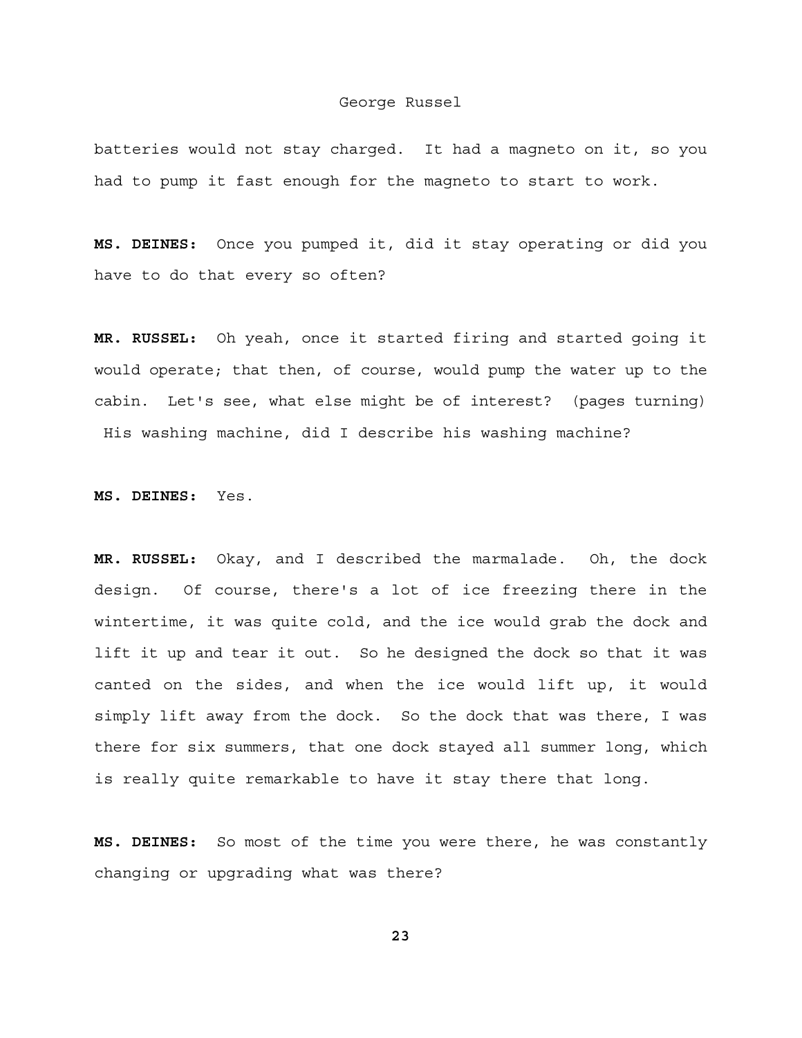batteries would not stay charged. It had a magneto on it, so you had to pump it fast enough for the magneto to start to work.

**MS. DEINES:** Once you pumped it, did it stay operating or did you have to do that every so often?

**MR. RUSSEL:** Oh yeah, once it started firing and started going it would operate; that then, of course, would pump the water up to the cabin. Let's see, what else might be of interest? (pages turning) His washing machine, did I describe his washing machine?

**MS. DEINES:** Yes.

**MR. RUSSEL:** Okay, and I described the marmalade. Oh, the dock design. Of course, there's a lot of ice freezing there in the wintertime, it was quite cold, and the ice would grab the dock and lift it up and tear it out. So he designed the dock so that it was canted on the sides, and when the ice would lift up, it would simply lift away from the dock. So the dock that was there, I was there for six summers, that one dock stayed all summer long, which is really quite remarkable to have it stay there that long.

**MS. DEINES:** So most of the time you were there, he was constantly changing or upgrading what was there?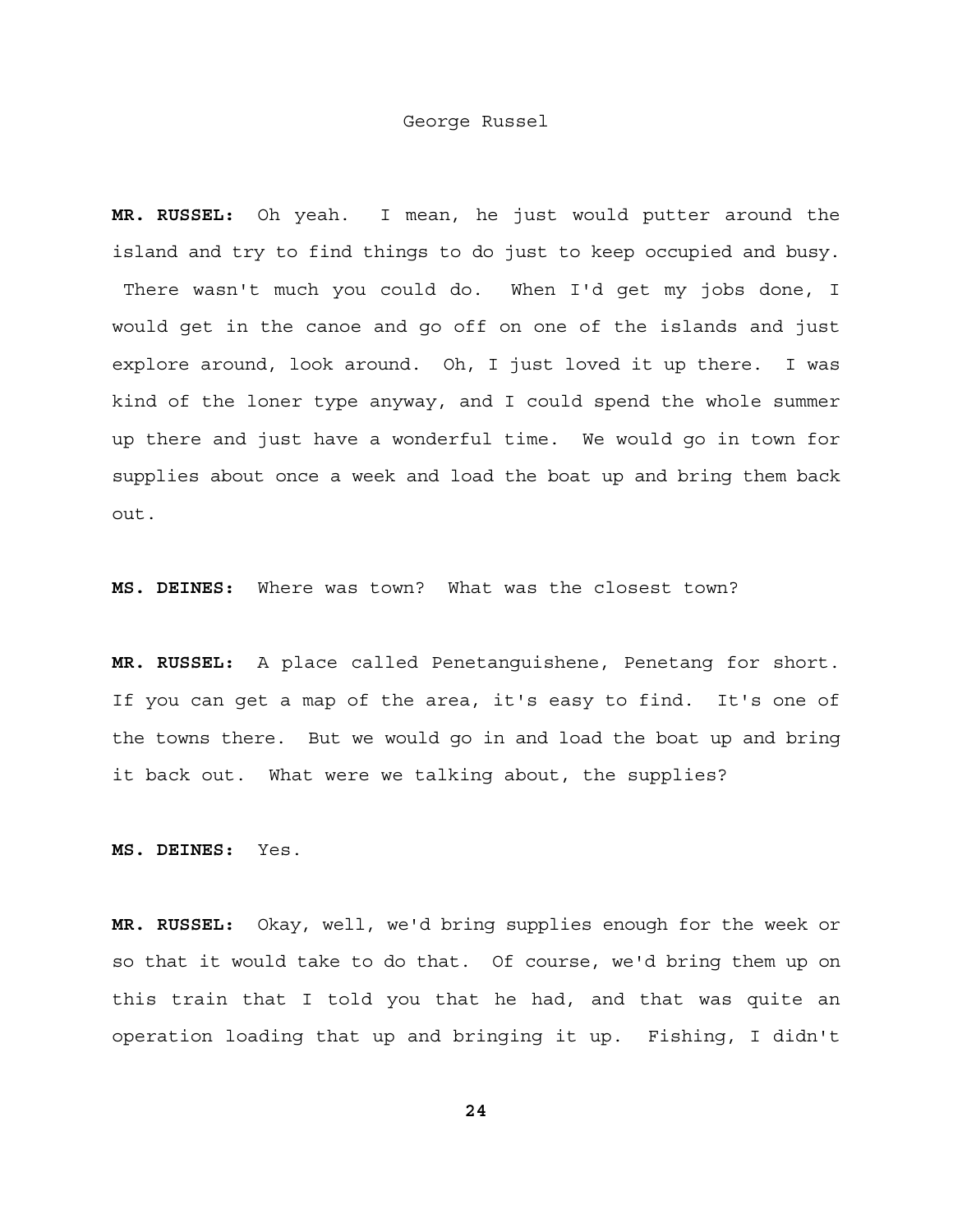**MR. RUSSEL:** Oh yeah. I mean, he just would putter around the island and try to find things to do just to keep occupied and busy. There wasn't much you could do. When I'd get my jobs done, I would get in the canoe and go off on one of the islands and just explore around, look around. Oh, I just loved it up there. I was kind of the loner type anyway, and I could spend the whole summer up there and just have a wonderful time. We would go in town for supplies about once a week and load the boat up and bring them back out.

**MS. DEINES:** Where was town? What was the closest town?

**MR. RUSSEL:** A place called Penetanguishene, Penetang for short. If you can get a map of the area, it's easy to find. It's one of the towns there. But we would go in and load the boat up and bring it back out. What were we talking about, the supplies?

**MS. DEINES:** Yes.

**MR. RUSSEL:** Okay, well, we'd bring supplies enough for the week or so that it would take to do that. Of course, we'd bring them up on this train that I told you that he had, and that was quite an operation loading that up and bringing it up. Fishing, I didn't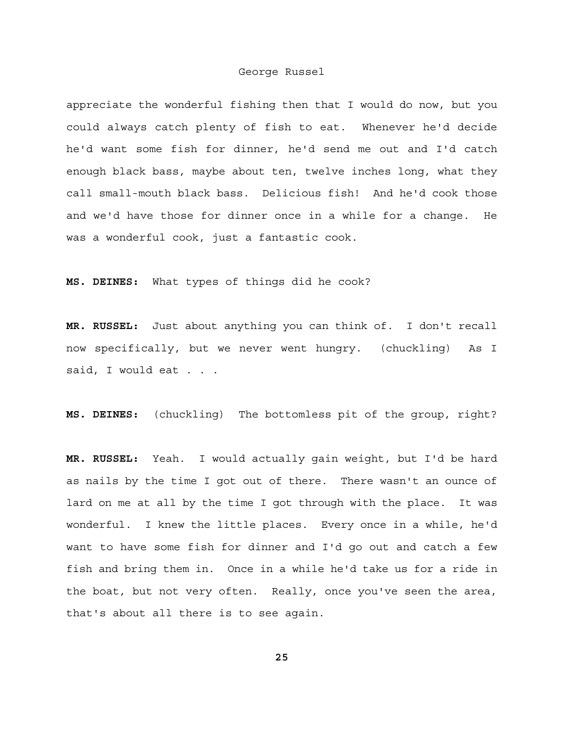appreciate the wonderful fishing then that I would do now, but you could always catch plenty of fish to eat. Whenever he'd decide he'd want some fish for dinner, he'd send me out and I'd catch enough black bass, maybe about ten, twelve inches long, what they call small-mouth black bass. Delicious fish! And he'd cook those and we'd have those for dinner once in a while for a change. He was a wonderful cook, just a fantastic cook.

**MS. DEINES:** What types of things did he cook?

**MR. RUSSEL:** Just about anything you can think of. I don't recall now specifically, but we never went hungry. (chuckling) As I said, I would eat . . .

**MS. DEINES:** (chuckling) The bottomless pit of the group, right?

**MR. RUSSEL:** Yeah. I would actually gain weight, but I'd be hard as nails by the time I got out of there. There wasn't an ounce of lard on me at all by the time I got through with the place. It was wonderful. I knew the little places. Every once in a while, he'd want to have some fish for dinner and I'd go out and catch a few fish and bring them in. Once in a while he'd take us for a ride in the boat, but not very often. Really, once you've seen the area, that's about all there is to see again.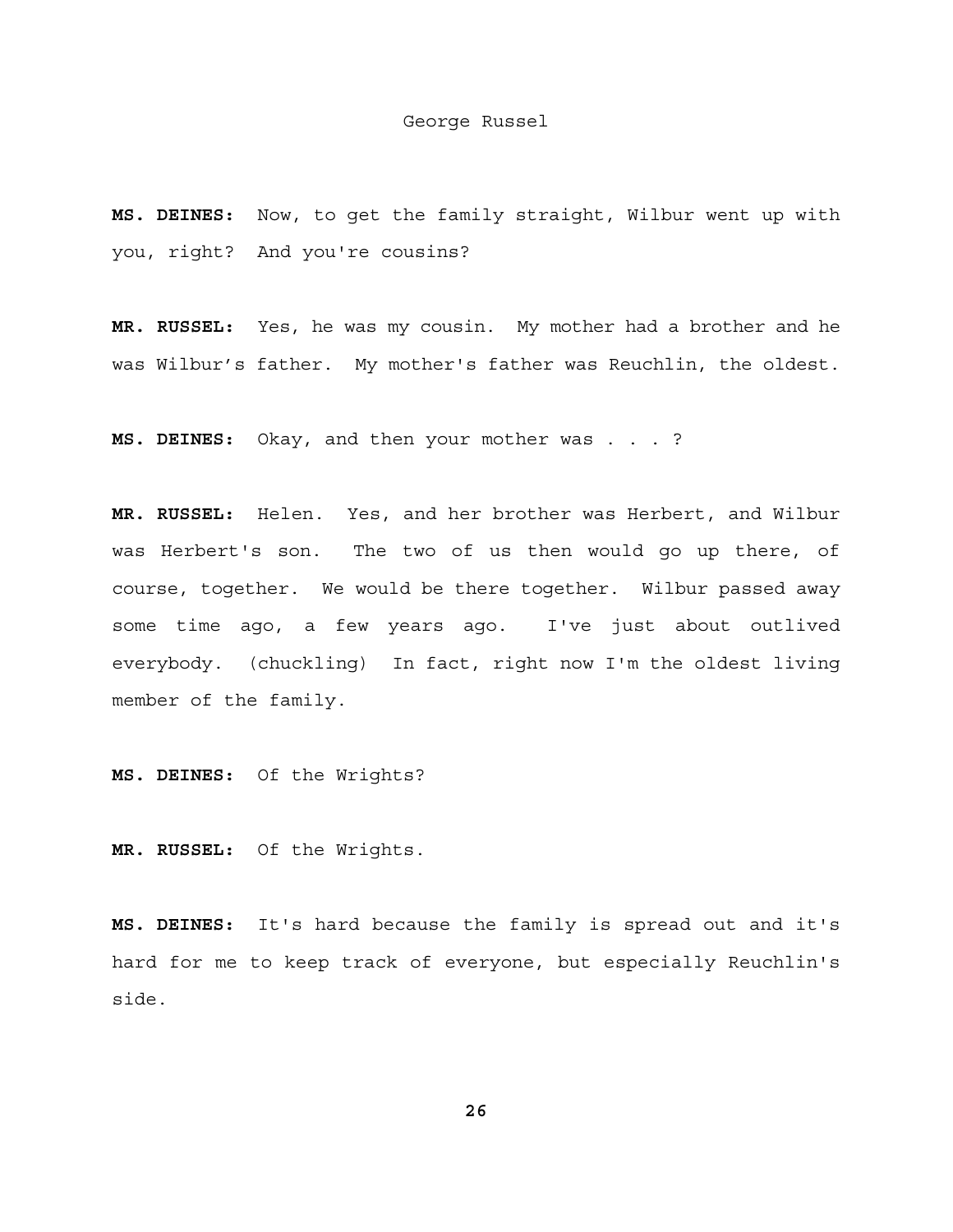**MS. DEINES:** Now, to get the family straight, Wilbur went up with you, right? And you're cousins?

**MR. RUSSEL:** Yes, he was my cousin. My mother had a brother and he was Wilbur's father. My mother's father was Reuchlin, the oldest.

**MS. DEINES:** Okay, and then your mother was . . . ?

**MR. RUSSEL:** Helen. Yes, and her brother was Herbert, and Wilbur was Herbert's son. The two of us then would go up there, of course, together. We would be there together. Wilbur passed away some time ago, a few years ago. I've just about outlived everybody. (chuckling) In fact, right now I'm the oldest living member of the family.

**MS. DEINES:** Of the Wrights?

**MR. RUSSEL:** Of the Wrights.

**MS. DEINES:** It's hard because the family is spread out and it's hard for me to keep track of everyone, but especially Reuchlin's side.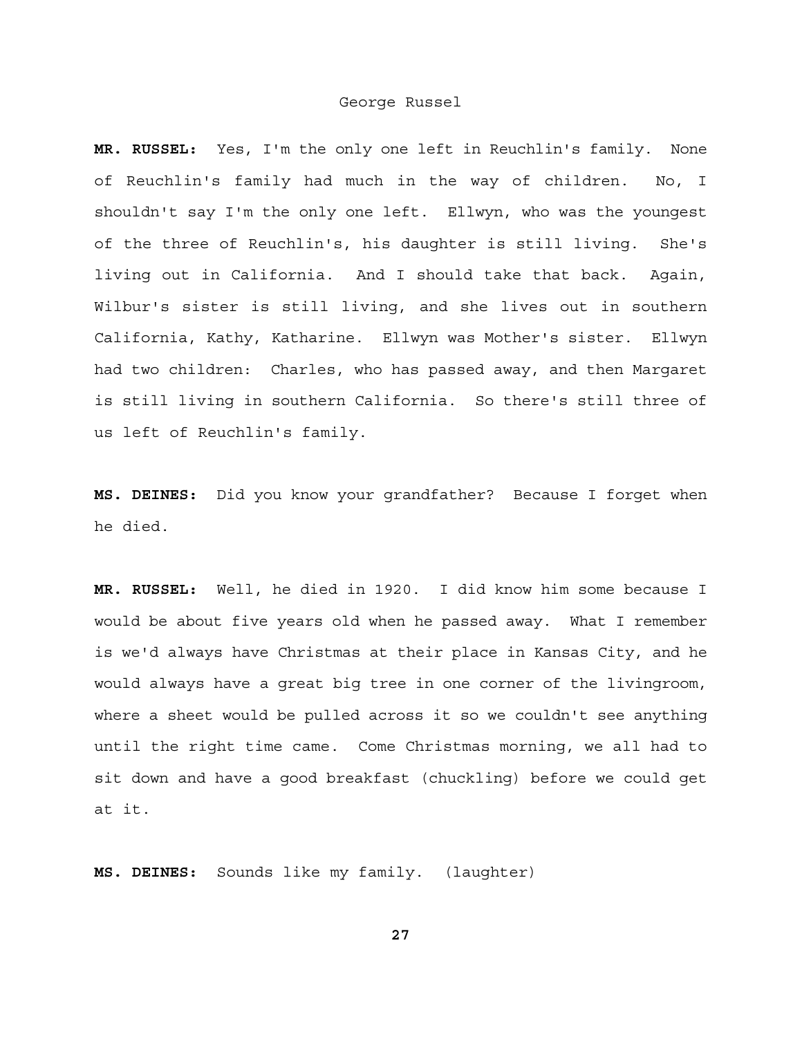**MR. RUSSEL:** Yes, I'm the only one left in Reuchlin's family. None of Reuchlin's family had much in the way of children. No, I shouldn't say I'm the only one left. Ellwyn, who was the youngest of the three of Reuchlin's, his daughter is still living. She's living out in California. And I should take that back. Again, Wilbur's sister is still living, and she lives out in southern California, Kathy, Katharine. Ellwyn was Mother's sister. Ellwyn had two children: Charles, who has passed away, and then Margaret is still living in southern California. So there's still three of us left of Reuchlin's family.

**MS. DEINES:** Did you know your grandfather? Because I forget when he died.

**MR. RUSSEL:** Well, he died in 1920. I did know him some because I would be about five years old when he passed away. What I remember is we'd always have Christmas at their place in Kansas City, and he would always have a great big tree in one corner of the livingroom, where a sheet would be pulled across it so we couldn't see anything until the right time came. Come Christmas morning, we all had to sit down and have a good breakfast (chuckling) before we could get at it.

**MS. DEINES:** Sounds like my family. (laughter)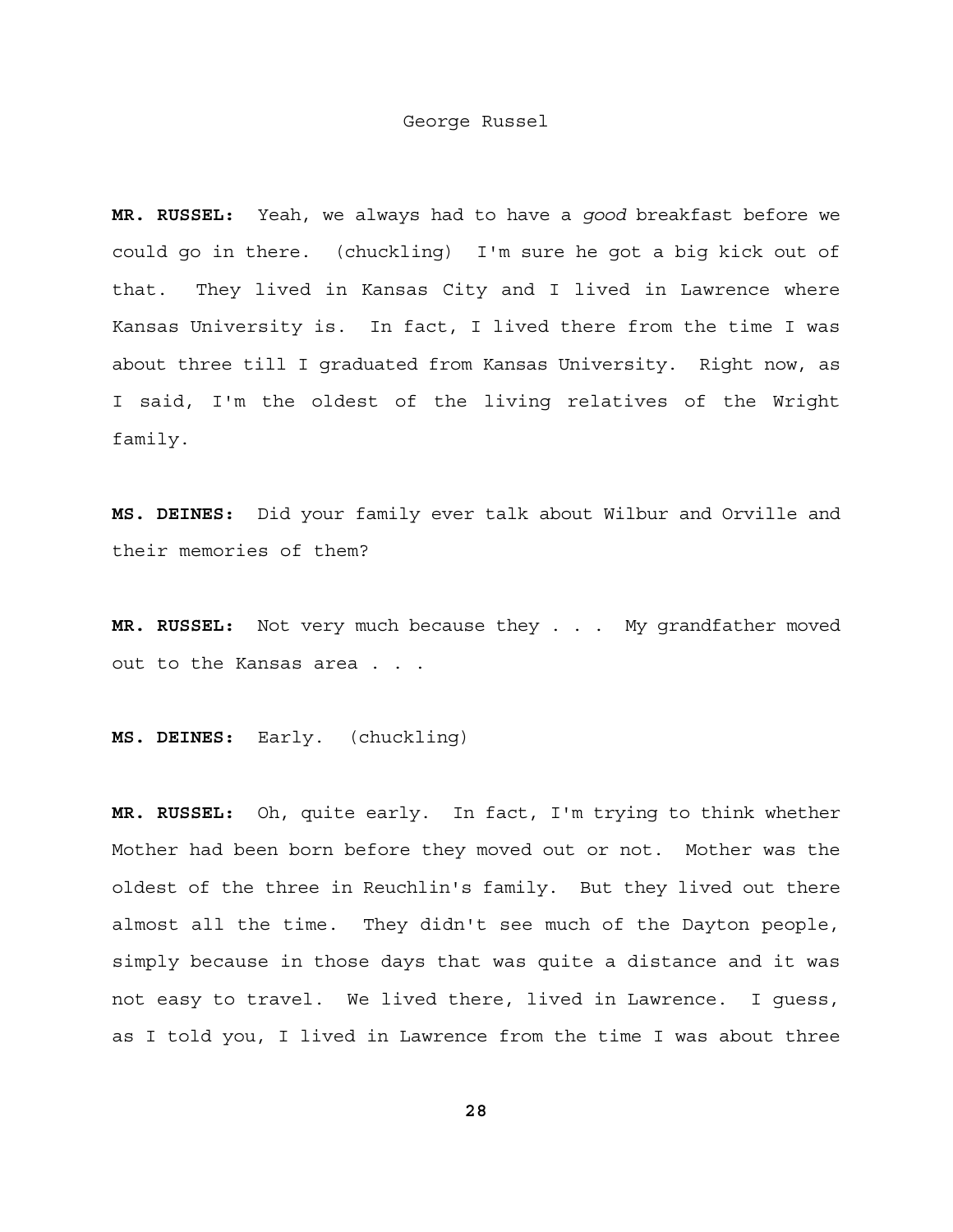**MR. RUSSEL:** Yeah, we always had to have a *good* breakfast before we could go in there. (chuckling) I'm sure he got a big kick out of that. They lived in Kansas City and I lived in Lawrence where Kansas University is. In fact, I lived there from the time I was about three till I graduated from Kansas University. Right now, as I said, I'm the oldest of the living relatives of the Wright family.

**MS. DEINES:** Did your family ever talk about Wilbur and Orville and their memories of them?

**MR. RUSSEL:** Not very much because they . . . My grandfather moved out to the Kansas area . . .

**MS. DEINES:** Early. (chuckling)

**MR. RUSSEL:** Oh, quite early. In fact, I'm trying to think whether Mother had been born before they moved out or not. Mother was the oldest of the three in Reuchlin's family. But they lived out there almost all the time. They didn't see much of the Dayton people, simply because in those days that was quite a distance and it was not easy to travel. We lived there, lived in Lawrence. I guess, as I told you, I lived in Lawrence from the time I was about three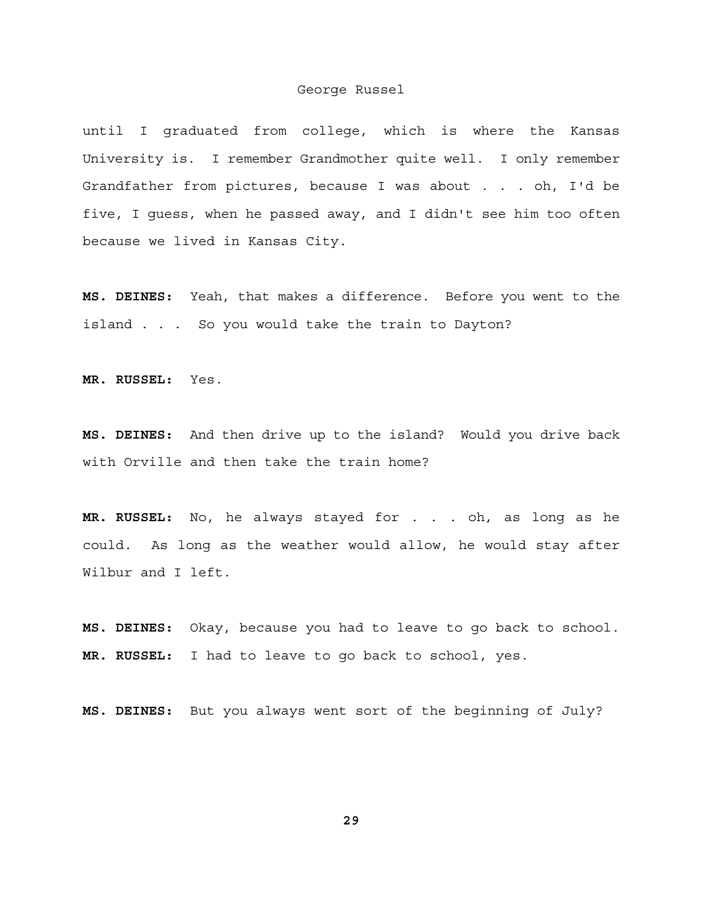until I graduated from college, which is where the Kansas University is. I remember Grandmother quite well. I only remember Grandfather from pictures, because I was about . . . oh, I'd be five, I guess, when he passed away, and I didn't see him too often because we lived in Kansas City.

**MS. DEINES:** Yeah, that makes a difference. Before you went to the island . . . So you would take the train to Dayton?

**MR. RUSSEL:** Yes.

**MS. DEINES:** And then drive up to the island? Would you drive back with Orville and then take the train home?

**MR. RUSSEL:** No, he always stayed for . . . oh, as long as he could. As long as the weather would allow, he would stay after Wilbur and I left.

**MS. DEINES:** Okay, because you had to leave to go back to school.

**MR. RUSSEL:** I had to leave to go back to school, yes.

**MS. DEINES:** But you always went sort of the beginning of July?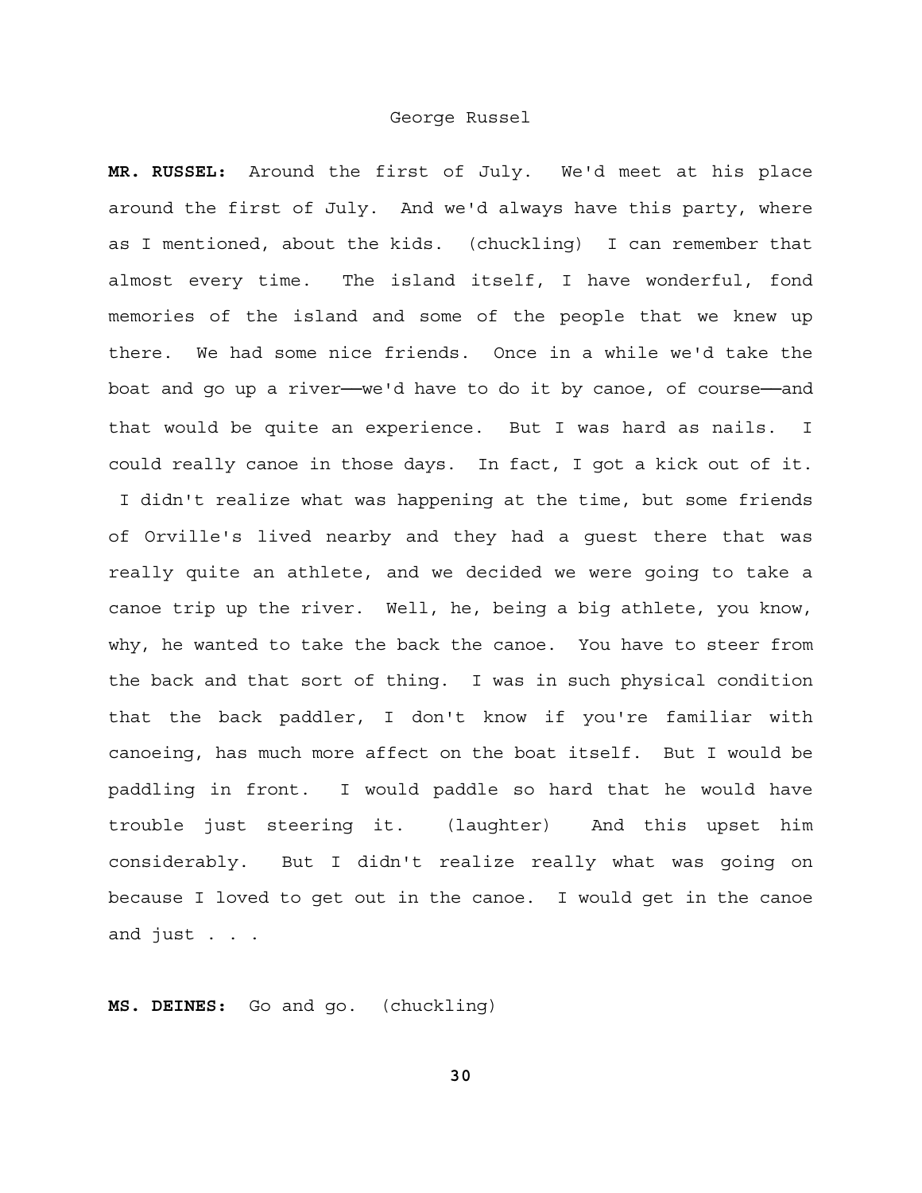**MR. RUSSEL:** Around the first of July. We'd meet at his place around the first of July. And we'd always have this party, where as I mentioned, about the kids. (chuckling) I can remember that almost every time. The island itself, I have wonderful, fond memories of the island and some of the people that we knew up there. We had some nice friends. Once in a while we'd take the boat and go up a river——we'd have to do it by canoe, of course——and that would be quite an experience. But I was hard as nails. I could really canoe in those days. In fact, I got a kick out of it. I didn't realize what was happening at the time, but some friends of Orville's lived nearby and they had a guest there that was really quite an athlete, and we decided we were going to take a canoe trip up the river. Well, he, being a big athlete, you know, why, he wanted to take the back the canoe. You have to steer from the back and that sort of thing. I was in such physical condition that the back paddler, I don't know if you're familiar with canoeing, has much more affect on the boat itself. But I would be paddling in front. I would paddle so hard that he would have trouble just steering it. (laughter) And this upset him considerably. But I didn't realize really what was going on because I loved to get out in the canoe. I would get in the canoe and just . . .

**MS. DEINES:** Go and go. (chuckling)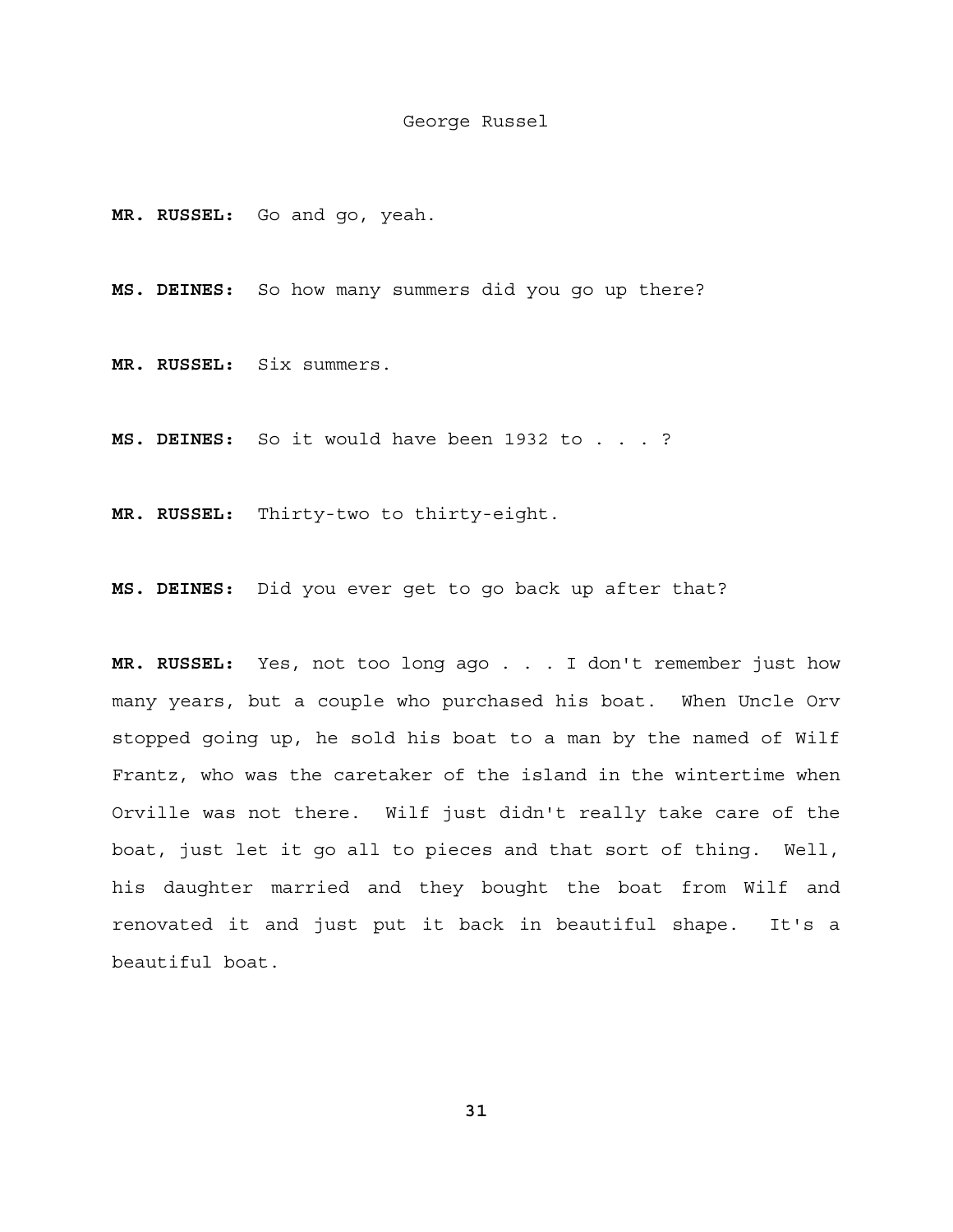**MR. RUSSEL:** Go and go, yeah.

**MS. DEINES:** So how many summers did you go up there?

**MR. RUSSEL:** Six summers.

**MS. DEINES:** So it would have been 1932 to . . . ?

**MR. RUSSEL:** Thirty-two to thirty-eight.

**MS. DEINES:** Did you ever get to go back up after that?

**MR. RUSSEL:** Yes, not too long ago . . . I don't remember just how many years, but a couple who purchased his boat. When Uncle Orv stopped going up, he sold his boat to a man by the named of Wilf Frantz, who was the caretaker of the island in the wintertime when Orville was not there. Wilf just didn't really take care of the boat, just let it go all to pieces and that sort of thing. Well, his daughter married and they bought the boat from Wilf and renovated it and just put it back in beautiful shape. It's a beautiful boat.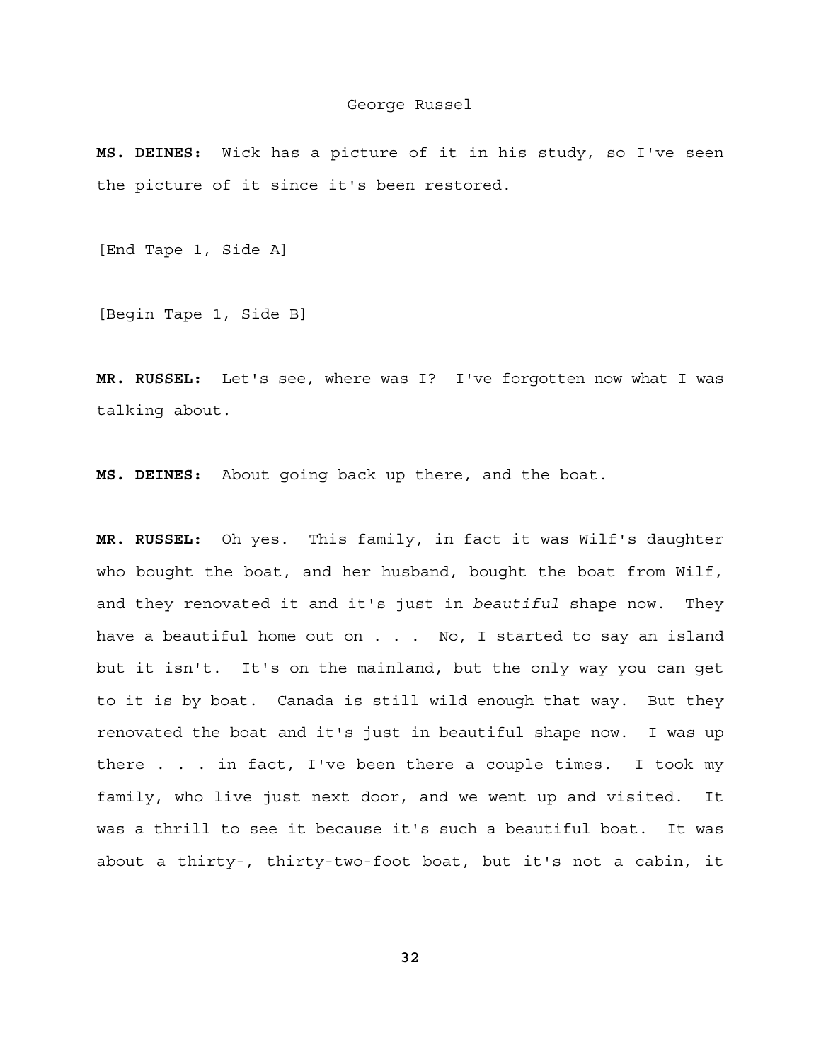**MS. DEINES:** Wick has a picture of it in his study, so I've seen the picture of it since it's been restored.

[End Tape 1, Side A]

[Begin Tape 1, Side B]

**MR. RUSSEL:** Let's see, where was I? I've forgotten now what I was talking about.

**MS. DEINES:** About going back up there, and the boat.

**MR. RUSSEL:** Oh yes. This family, in fact it was Wilf's daughter who bought the boat, and her husband, bought the boat from Wilf, and they renovated it and it's just in *beautiful* shape now. They have a beautiful home out on . . . No, I started to say an island but it isn't. It's on the mainland, but the only way you can get to it is by boat. Canada is still wild enough that way. But they renovated the boat and it's just in beautiful shape now. I was up there . . . in fact, I've been there a couple times. I took my family, who live just next door, and we went up and visited. It was a thrill to see it because it's such a beautiful boat. It was about a thirty-, thirty-two-foot boat, but it's not a cabin, it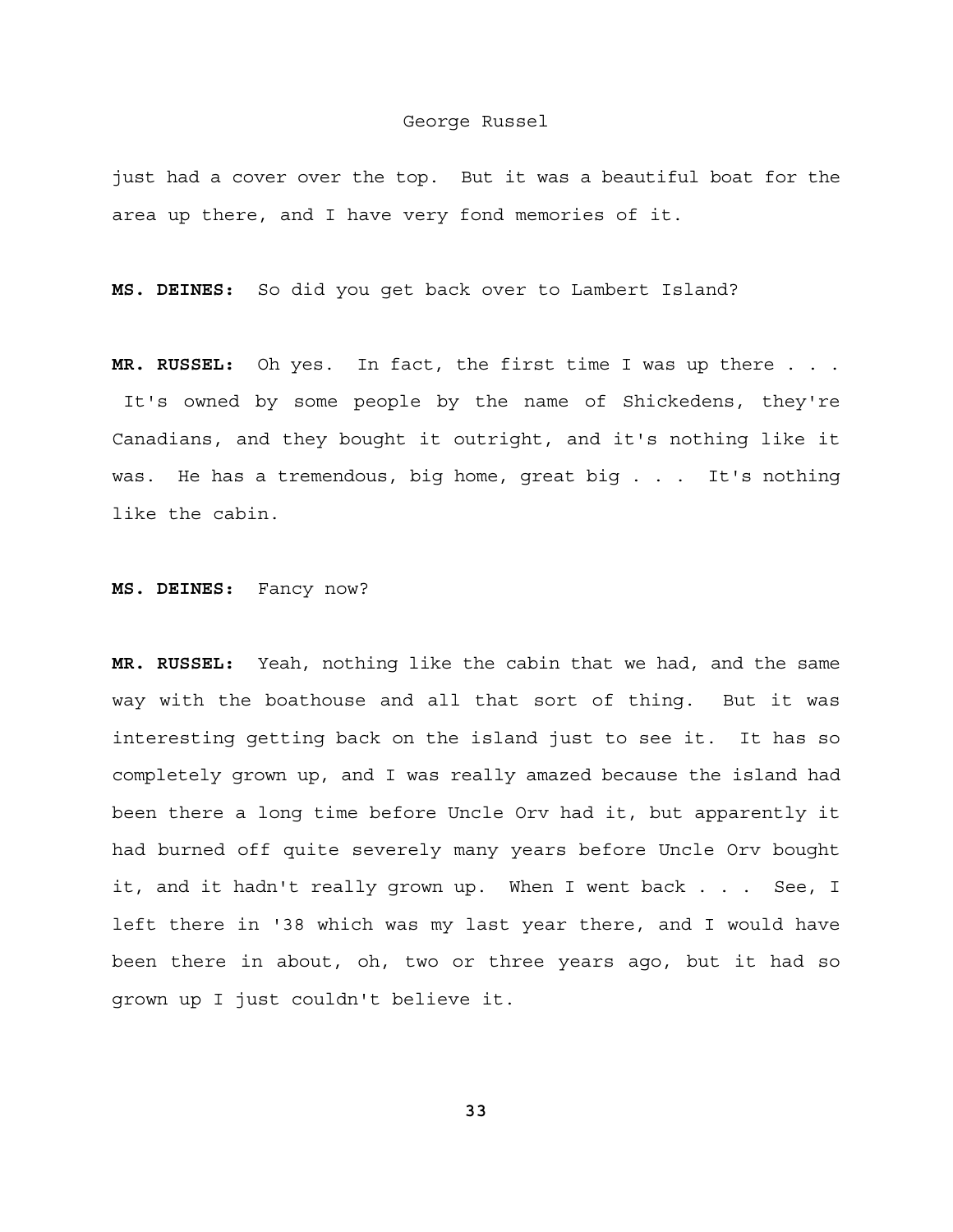just had a cover over the top. But it was a beautiful boat for the area up there, and I have very fond memories of it.

**MS. DEINES:** So did you get back over to Lambert Island?

**MR. RUSSEL:** Oh yes. In fact, the first time I was up there . . . It's owned by some people by the name of Shickedens, they're Canadians, and they bought it outright, and it's nothing like it was. He has a tremendous, big home, great big . . . It's nothing like the cabin.

**MS. DEINES:** Fancy now?

**MR. RUSSEL:** Yeah, nothing like the cabin that we had, and the same way with the boathouse and all that sort of thing. But it was interesting getting back on the island just to see it. It has so completely grown up, and I was really amazed because the island had been there a long time before Uncle Orv had it, but apparently it had burned off quite severely many years before Uncle Orv bought it, and it hadn't really grown up. When I went back . . . See, I left there in '38 which was my last year there, and I would have been there in about, oh, two or three years ago, but it had so grown up I just couldn't believe it.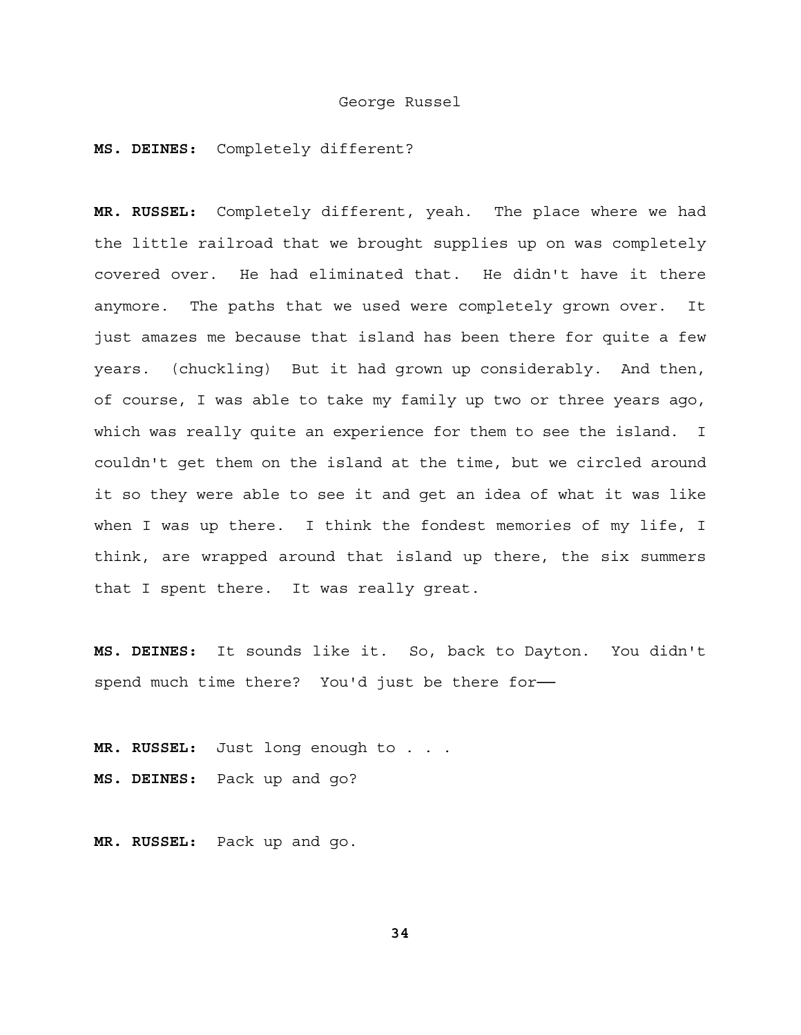**MS. DEINES:** Completely different?

**MR. RUSSEL:** Completely different, yeah. The place where we had the little railroad that we brought supplies up on was completely covered over. He had eliminated that. He didn't have it there anymore. The paths that we used were completely grown over. It just amazes me because that island has been there for quite a few years. (chuckling) But it had grown up considerably. And then, of course, I was able to take my family up two or three years ago, which was really quite an experience for them to see the island. I couldn't get them on the island at the time, but we circled around it so they were able to see it and get an idea of what it was like when I was up there. I think the fondest memories of my life, I think, are wrapped around that island up there, the six summers that I spent there. It was really great.

**MS. DEINES:** It sounds like it. So, back to Dayton. You didn't spend much time there? You'd just be there for——

**MR. RUSSEL:** Just long enough to . . .

**MS. DEINES:** Pack up and go?

**MR. RUSSEL:** Pack up and go.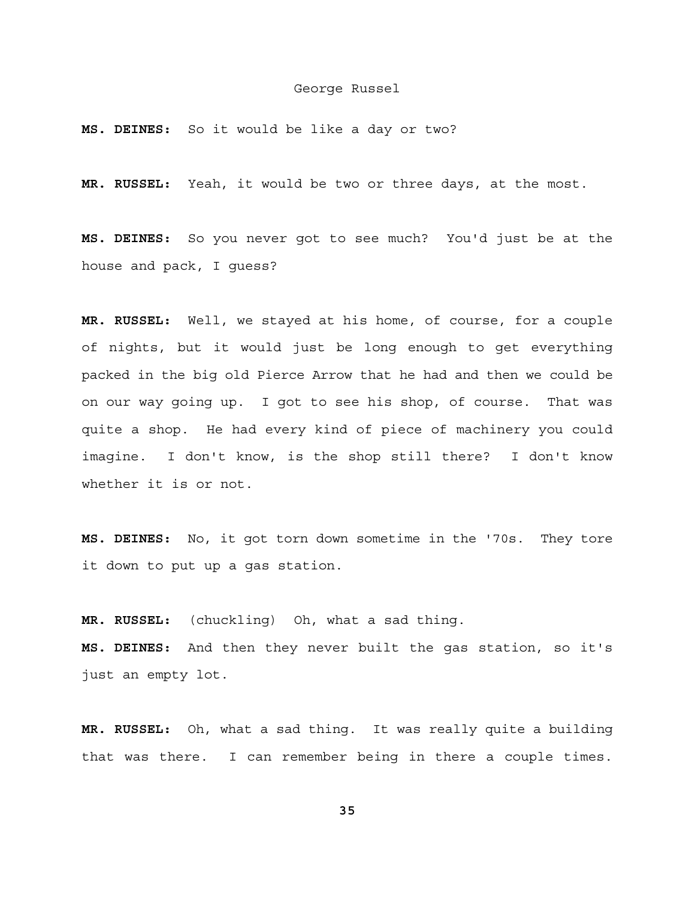**MS. DEINES:** So it would be like a day or two?

**MR. RUSSEL:** Yeah, it would be two or three days, at the most.

**MS. DEINES:** So you never got to see much? You'd just be at the house and pack, I guess?

**MR. RUSSEL:** Well, we stayed at his home, of course, for a couple of nights, but it would just be long enough to get everything packed in the big old Pierce Arrow that he had and then we could be on our way going up. I got to see his shop, of course. That was quite a shop. He had every kind of piece of machinery you could imagine. I don't know, is the shop still there? I don't know whether it is or not.

**MS. DEINES:** No, it got torn down sometime in the '70s. They tore it down to put up a gas station.

**MR. RUSSEL:** (chuckling) Oh, what a sad thing.

**MS. DEINES:** And then they never built the gas station, so it's just an empty lot.

**MR. RUSSEL:** Oh, what a sad thing. It was really quite a building that was there. I can remember being in there a couple times.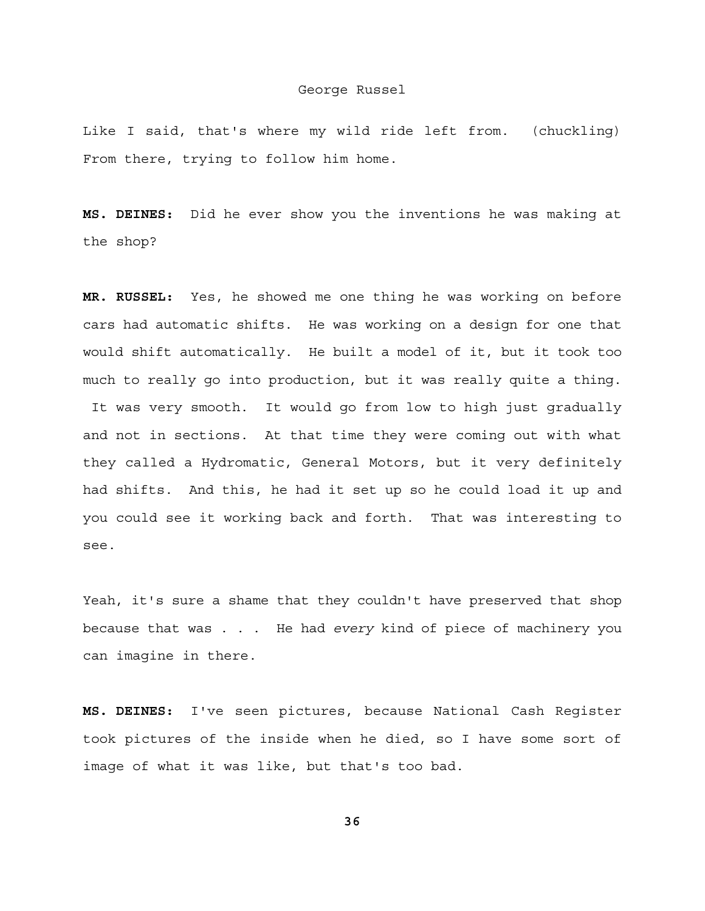Like I said, that's where my wild ride left from. (chuckling) From there, trying to follow him home.

**MS. DEINES:** Did he ever show you the inventions he was making at the shop?

**MR. RUSSEL:** Yes, he showed me one thing he was working on before cars had automatic shifts. He was working on a design for one that would shift automatically. He built a model of it, but it took too much to really go into production, but it was really quite a thing. It was very smooth. It would go from low to high just gradually and not in sections. At that time they were coming out with what they called a Hydromatic, General Motors, but it very definitely had shifts. And this, he had it set up so he could load it up and you could see it working back and forth. That was interesting to see.

Yeah, it's sure a shame that they couldn't have preserved that shop because that was . . . He had *every* kind of piece of machinery you can imagine in there.

**MS. DEINES:** I've seen pictures, because National Cash Register took pictures of the inside when he died, so I have some sort of image of what it was like, but that's too bad.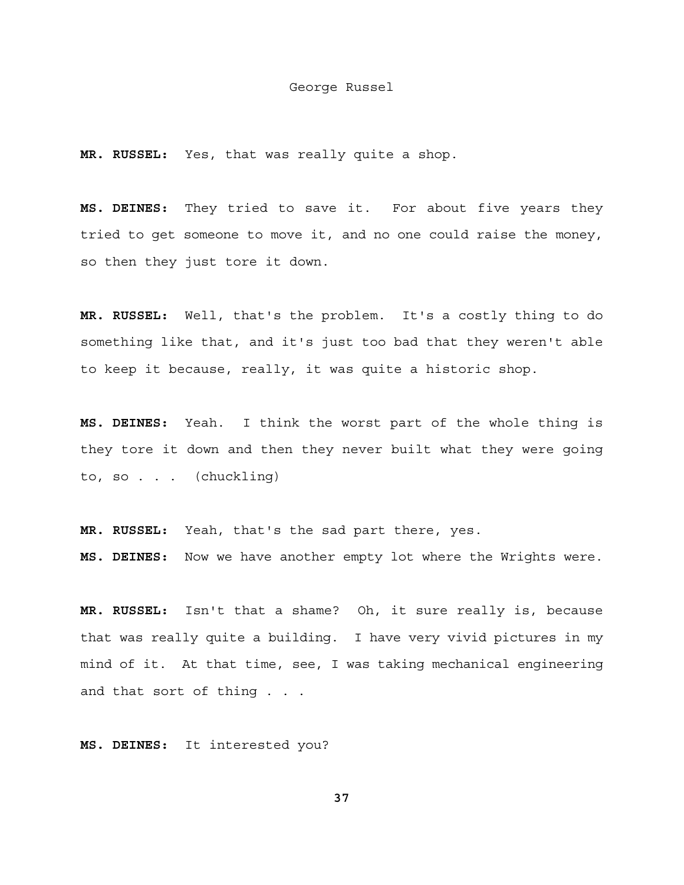**MR. RUSSEL:** Yes, that was really quite a shop.

**MS. DEINES:** They tried to save it. For about five years they tried to get someone to move it, and no one could raise the money, so then they just tore it down.

**MR. RUSSEL:** Well, that's the problem. It's a costly thing to do something like that, and it's just too bad that they weren't able to keep it because, really, it was quite a historic shop.

**MS. DEINES:** Yeah. I think the worst part of the whole thing is they tore it down and then they never built what they were going to, so . . . (chuckling)

**MR. RUSSEL:** Yeah, that's the sad part there, yes.

**MS. DEINES:** Now we have another empty lot where the Wrights were.

**MR. RUSSEL:** Isn't that a shame? Oh, it sure really is, because that was really quite a building. I have very vivid pictures in my mind of it. At that time, see, I was taking mechanical engineering and that sort of thing . . .

**MS. DEINES:** It interested you?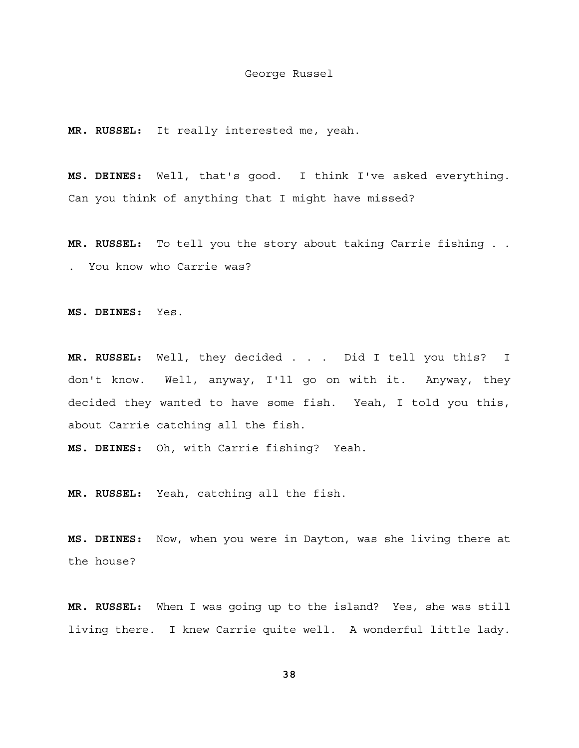**MR. RUSSEL:** It really interested me, yeah.

**MS. DEINES:** Well, that's good. I think I've asked everything. Can you think of anything that I might have missed?

**MR. RUSSEL:** To tell you the story about taking Carrie fishing . . . You know who Carrie was?

**MS. DEINES:** Yes.

**MR. RUSSEL:** Well, they decided . . . Did I tell you this? I don't know. Well, anyway, I'll go on with it. Anyway, they decided they wanted to have some fish. Yeah, I told you this, about Carrie catching all the fish.

**MS. DEINES:** Oh, with Carrie fishing? Yeah.

**MR. RUSSEL:** Yeah, catching all the fish.

**MS. DEINES:** Now, when you were in Dayton, was she living there at the house?

**MR. RUSSEL:** When I was going up to the island? Yes, she was still living there. I knew Carrie quite well. A wonderful little lady.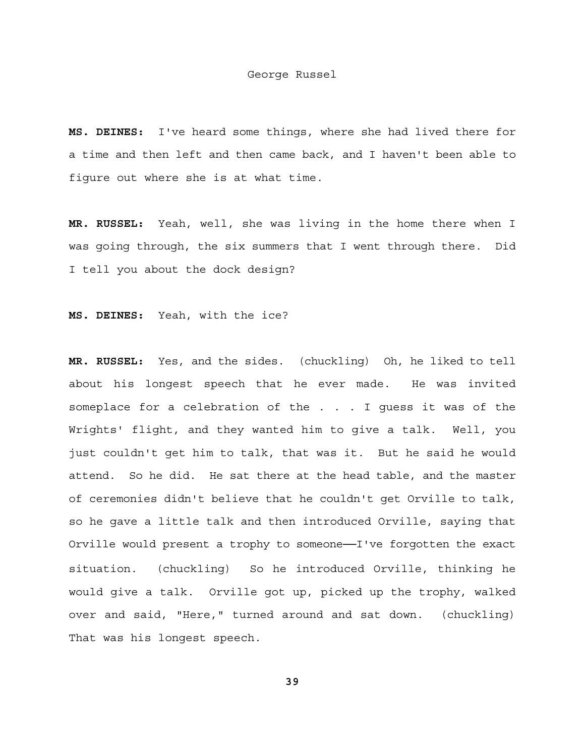**MS. DEINES:** I've heard some things, where she had lived there for a time and then left and then came back, and I haven't been able to figure out where she is at what time.

**MR. RUSSEL:** Yeah, well, she was living in the home there when I was going through, the six summers that I went through there. Did I tell you about the dock design?

**MS. DEINES:** Yeah, with the ice?

**MR. RUSSEL:** Yes, and the sides. (chuckling) Oh, he liked to tell about his longest speech that he ever made. He was invited someplace for a celebration of the . . . I guess it was of the Wrights' flight, and they wanted him to give a talk. Well, you just couldn't get him to talk, that was it. But he said he would attend. So he did. He sat there at the head table, and the master of ceremonies didn't believe that he couldn't get Orville to talk, so he gave a little talk and then introduced Orville, saying that Orville would present a trophy to someone——I've forgotten the exact situation. (chuckling) So he introduced Orville, thinking he would give a talk. Orville got up, picked up the trophy, walked over and said, "Here," turned around and sat down. (chuckling) That was his longest speech.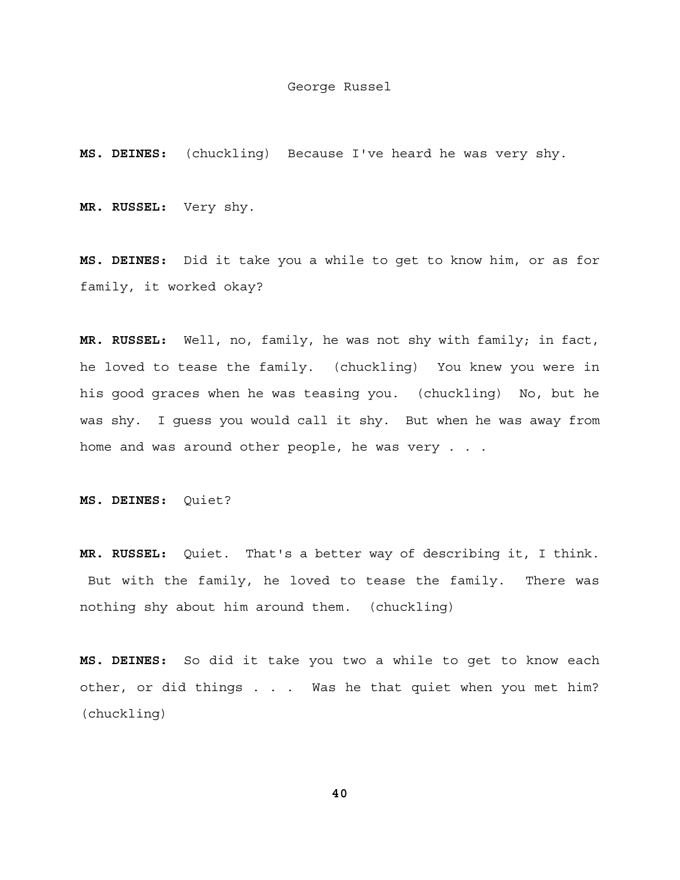**MS. DEINES:** (chuckling) Because I've heard he was very shy.

**MR. RUSSEL:** Very shy.

**MS. DEINES:** Did it take you a while to get to know him, or as for family, it worked okay?

**MR. RUSSEL:** Well, no, family, he was not shy with family; in fact, he loved to tease the family. (chuckling) You knew you were in his good graces when he was teasing you. (chuckling) No, but he was shy. I guess you would call it shy. But when he was away from home and was around other people, he was very . . .

**MS. DEINES:** Quiet?

**MR. RUSSEL:** Quiet. That's a better way of describing it, I think. But with the family, he loved to tease the family. There was nothing shy about him around them. (chuckling)

**MS. DEINES:** So did it take you two a while to get to know each other, or did things . . . Was he that quiet when you met him? (chuckling)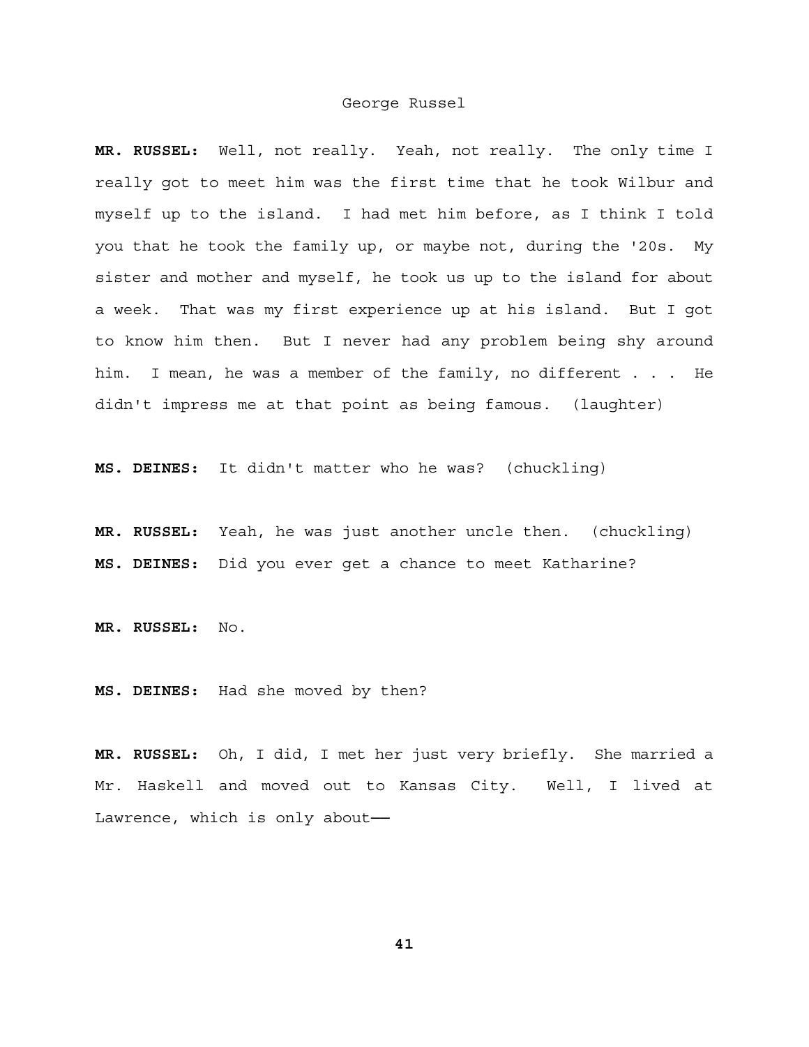**MR. RUSSEL:** Well, not really. Yeah, not really. The only time I really got to meet him was the first time that he took Wilbur and myself up to the island. I had met him before, as I think I told you that he took the family up, or maybe not, during the '20s. My sister and mother and myself, he took us up to the island for about a week. That was my first experience up at his island. But I got to know him then. But I never had any problem being shy around him. I mean, he was a member of the family, no different . . . He didn't impress me at that point as being famous. (laughter)

**MS. DEINES:** It didn't matter who he was? (chuckling)

**MR. RUSSEL:** Yeah, he was just another uncle then. (chuckling)

**MS. DEINES:** Did you ever get a chance to meet Katharine?

**MR. RUSSEL:** No.

**MS. DEINES:** Had she moved by then?

**MR. RUSSEL:** Oh, I did, I met her just very briefly. She married a Mr. Haskell and moved out to Kansas City. Well, I lived at Lawrence, which is only about——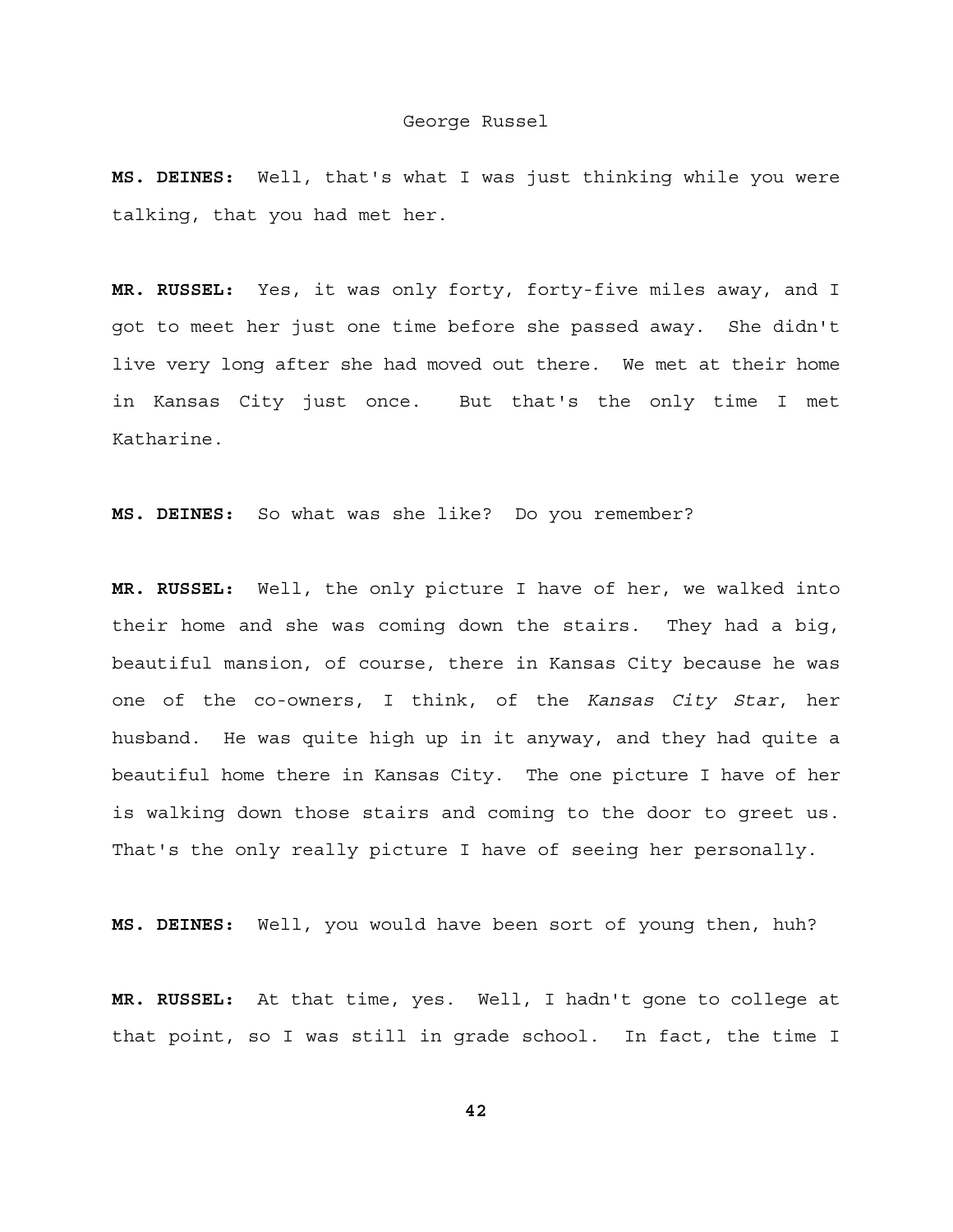**MS. DEINES:** Well, that's what I was just thinking while you were talking, that you had met her.

**MR. RUSSEL:** Yes, it was only forty, forty-five miles away, and I got to meet her just one time before she passed away. She didn't live very long after she had moved out there. We met at their home in Kansas City just once. But that's the only time I met Katharine.

**MS. DEINES:** So what was she like? Do you remember?

**MR. RUSSEL:** Well, the only picture I have of her, we walked into their home and she was coming down the stairs. They had a big, beautiful mansion, of course, there in Kansas City because he was one of the co-owners, I think, of the *Kansas City Star*, her husband. He was quite high up in it anyway, and they had quite a beautiful home there in Kansas City. The one picture I have of her is walking down those stairs and coming to the door to greet us. That's the only really picture I have of seeing her personally.

**MS. DEINES:** Well, you would have been sort of young then, huh?

**MR. RUSSEL:** At that time, yes. Well, I hadn't gone to college at that point, so I was still in grade school. In fact, the time I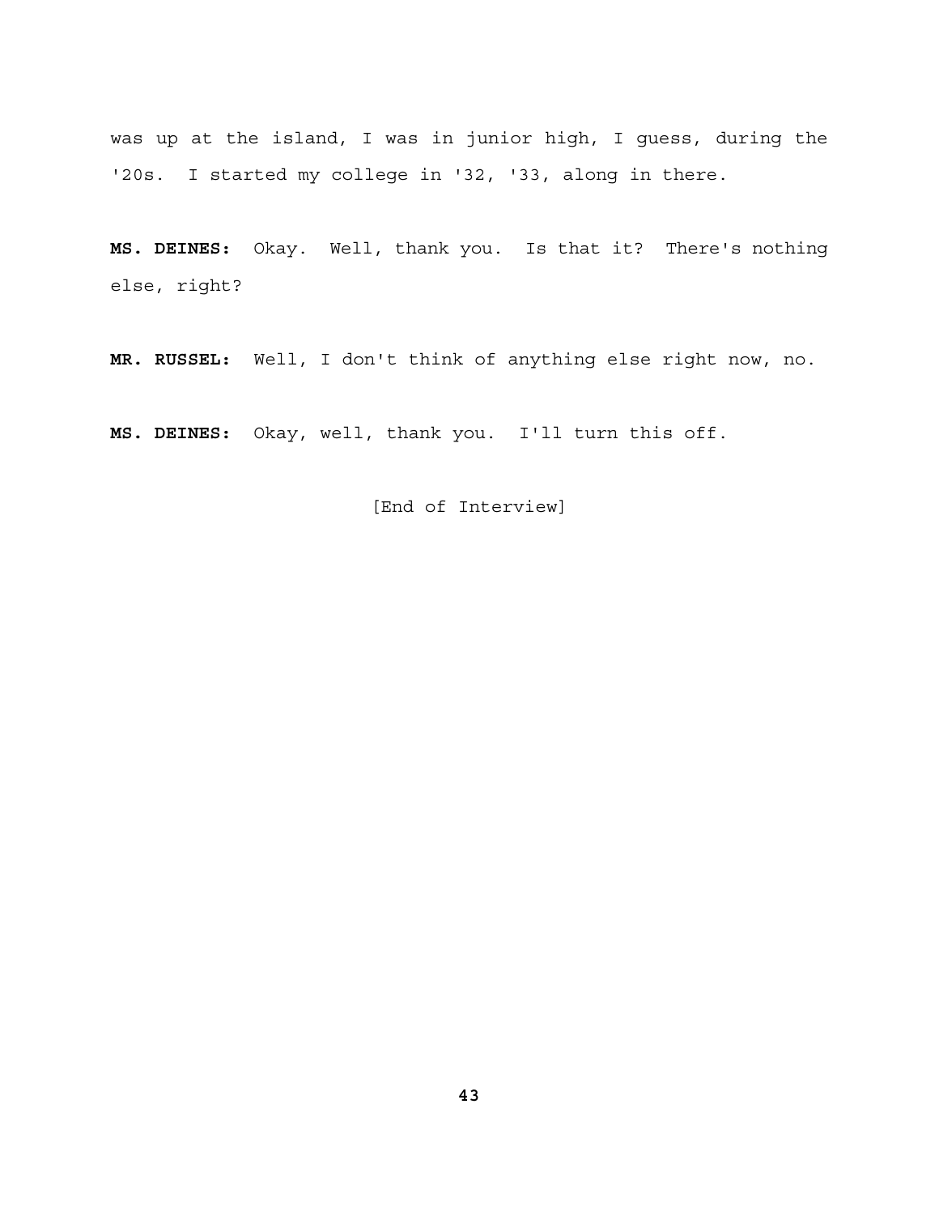was up at the island, I was in junior high, I guess, during the '20s. I started my college in '32, '33, along in there.

**MS. DEINES:** Okay. Well, thank you. Is that it? There's nothing else, right?

**MR. RUSSEL:** Well, I don't think of anything else right now, no.

**MS. DEINES:** Okay, well, thank you. I'll turn this off.

[End of Interview]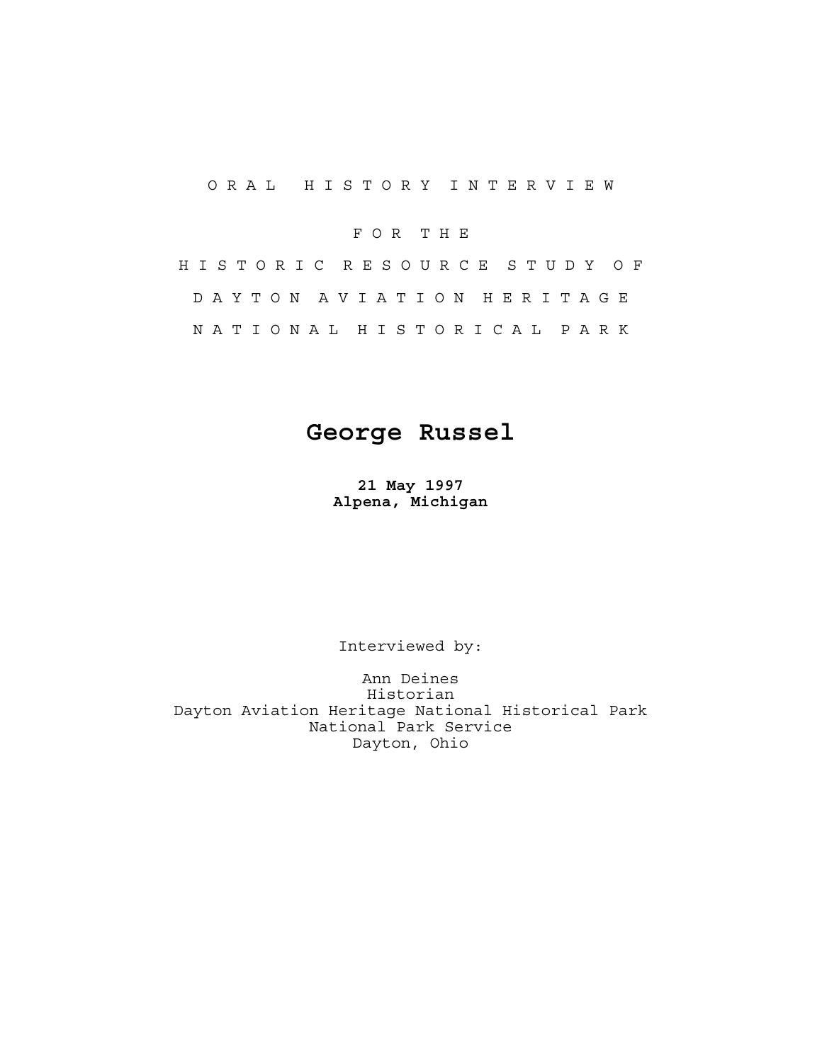ORAL HISTORY INTERVIEW

FOR THE

HISTORIC RESOURCE STUDY OF

DAYTON AVIATION HERITAGE

NATIONAL HISTORICAL PARK

# George Russel

**21 May 1997**
**Alpena, Michigan**

Interviewed by:

Ann Deines
Historian
Dayton Aviation Heritage National Historical Park
National Park Service
Dayton, Ohio